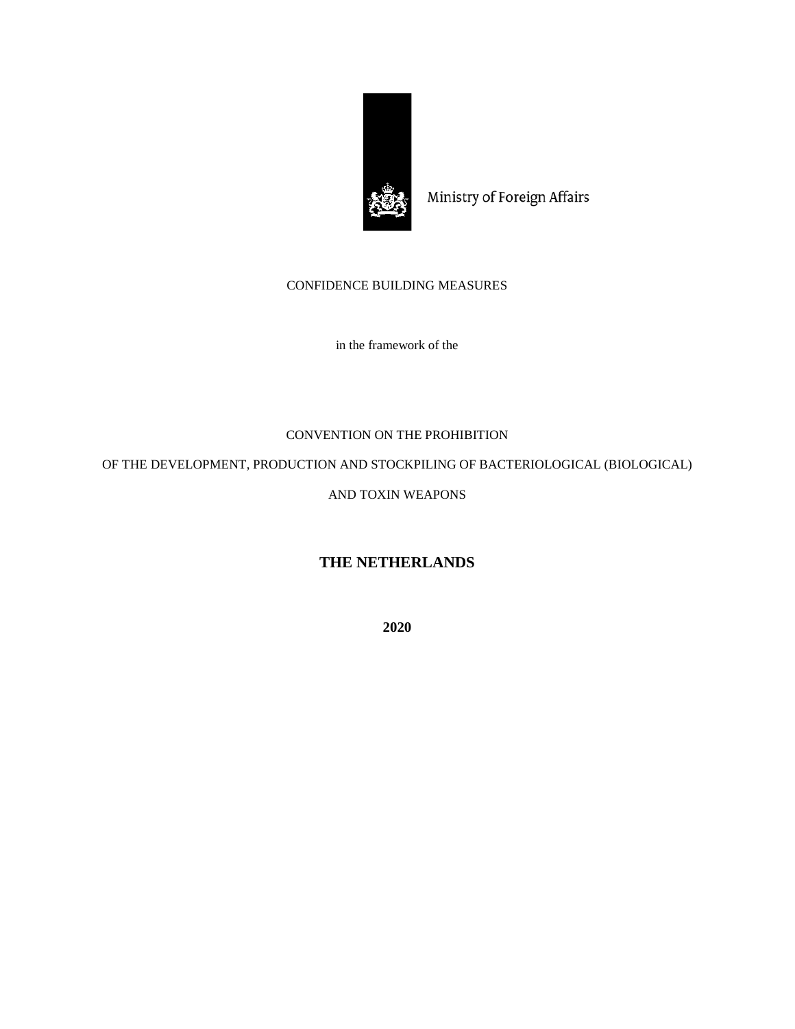Ministry of Foreign Affairs

CONFIDENCE BUILDING MEASURES

in the framework of the

CONVENTION ON THE PROHIBITION

OF THE DEVELOPMENT, PRODUCTION AND STOCKPILING OF BACTERIOLOGICAL (BIOLOGICAL)

AND TOXIN WEAPONS

# THE NETHERLANDS

**2020**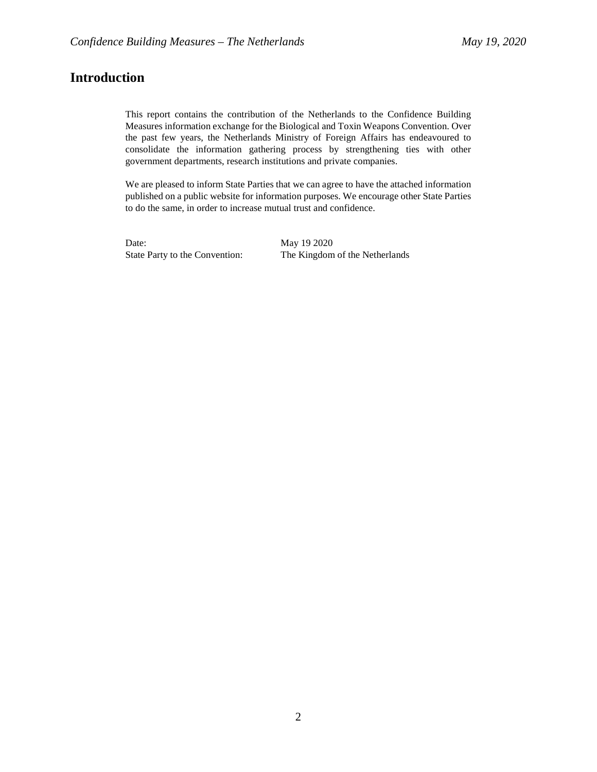# Introduction

This report contains the contribution of the Netherlands to the Confidence Building Measures information exchange for the Biological and Toxin Weapons Convention. Over the past few years, the Netherlands Ministry of Foreign Affairs has endeavoured to consolidate the information gathering process by strengthening ties with other government departments, research institutions and private companies.

We are pleased to inform State Parties that we can agree to have the attached information published on a public website for information purposes. We encourage other State Parties to do the same, in order to increase mutual trust and confidence.

| | |
|---|---|
| Date: | May 19 2020 |
| State Party to the Convention: | The Kingdom of the Netherlands |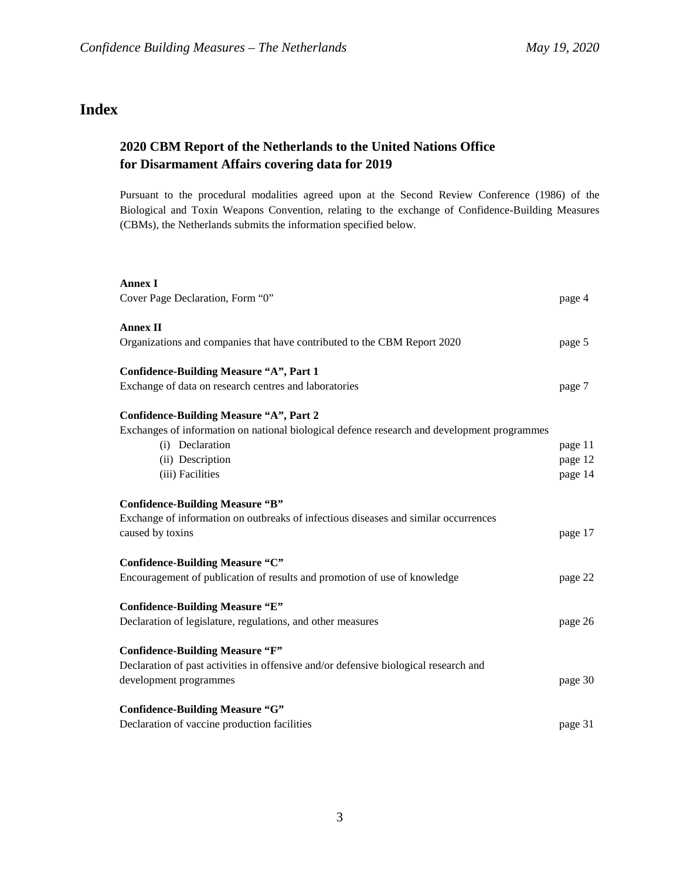# Index

## 2020 CBM Report of the Netherlands to the United Nations Office for Disarmament Affairs covering data for 2019

Pursuant to the procedural modalities agreed upon at the Second Review Conference (1986) of the Biological and Toxin Weapons Convention, relating to the exchange of Confidence-Building Measures (CBMs), the Netherlands submits the information specified below.

| | |
|---|---|
| **Annex I** | |
| Cover Page Declaration, Form "0" | page 4 |
| **Annex II** | |
| Organizations and companies that have contributed to the CBM Report 2020 | page 5 |
| **Confidence-Building Measure "A", Part 1** | |
| Exchange of data on research centres and laboratories | page 7 |
| **Confidence-Building Measure "A", Part 2** | |
| Exchanges of information on national biological defence research and development programmes | |
| (i) Declaration | page 11 |
| (ii) Description | page 12 |
| (iii) Facilities | page 14 |
| **Confidence-Building Measure "B"** | |
| Exchange of information on outbreaks of infectious diseases and similar occurrences caused by toxins | page 17 |
| **Confidence-Building Measure "C"** | |
| Encouragement of publication of results and promotion of use of knowledge | page 22 |
| **Confidence-Building Measure "E"** | |
| Declaration of legislature, regulations, and other measures | page 26 |
| **Confidence-Building Measure "F"** | |
| Declaration of past activities in offensive and/or defensive biological research and development programmes | page 30 |
| **Confidence-Building Measure "G"** | |
| Declaration of vaccine production facilities | page 31 |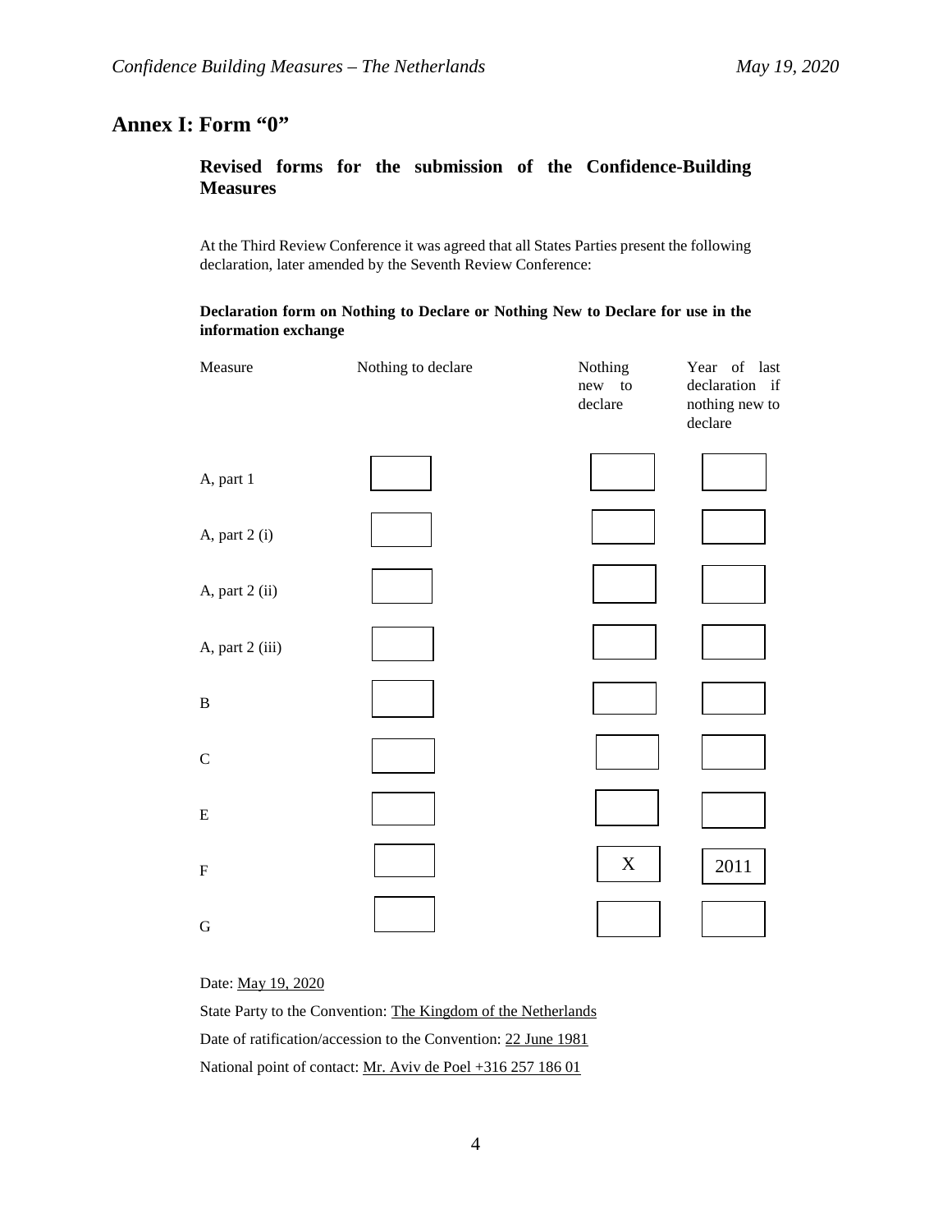# Annex I: Form "0"

## Revised forms for the submission of the Confidence-Building Measures

At the Third Review Conference it was agreed that all States Parties present the following declaration, later amended by the Seventh Review Conference:

**Declaration form on Nothing to Declare or Nothing New to Declare for use in the information exchange**

| Measure | Nothing to declare | Nothing new to declare | Year of last declaration if nothing new to declare |
|---|---|---|---|
| A, part 1 | | | |
| A, part 2 (i) | | | |
| A, part 2 (ii) | | | |
| A, part 2 (iii) | | | |
| B | | | |
| C | | | |
| E | | | |
| F | | X | 2011 |
| G | | | |

Date: May 19, 2020

State Party to the Convention: The Kingdom of the Netherlands

Date of ratification/accession to the Convention: 22 June 1981

National point of contact: Mr. Aviv de Poel +316 257 186 01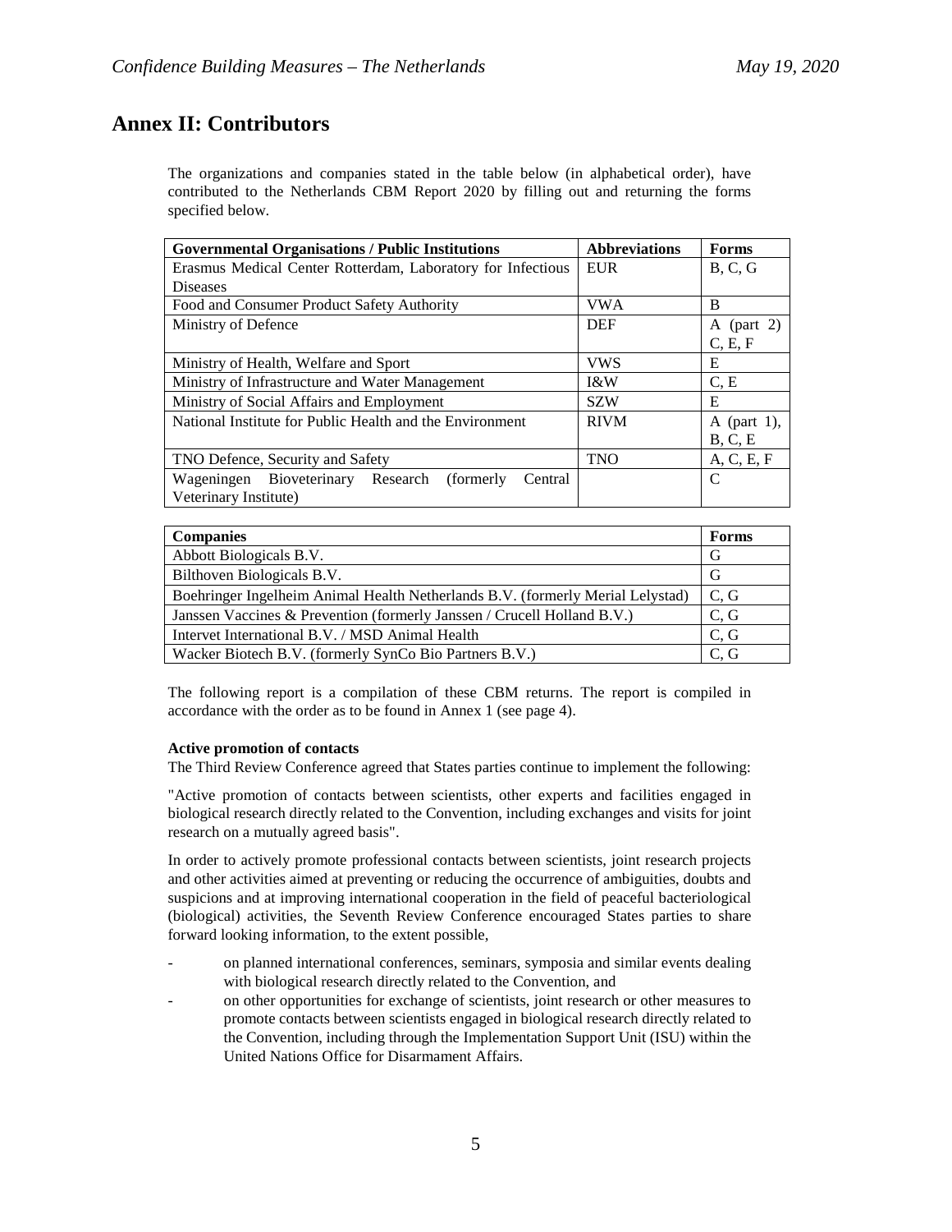## Annex II: Contributors

The organizations and companies stated in the table below (in alphabetical order), have contributed to the Netherlands CBM Report 2020 by filling out and returning the forms specified below.

| Governmental Organisations / Public Institutions | Abbreviations | Forms |
|---|---|---|
| Erasmus Medical Center Rotterdam, Laboratory for Infectious Diseases | EUR | B, C, G |
| Food and Consumer Product Safety Authority | VWA | B |
| Ministry of Defence | DEF | A (part 2) C, E, F |
| Ministry of Health, Welfare and Sport | VWS | E |
| Ministry of Infrastructure and Water Management | I&W | C, E |
| Ministry of Social Affairs and Employment | SZW | E |
| National Institute for Public Health and the Environment | RIVM | A (part 1), B, C, E |
| TNO Defence, Security and Safety | TNO | A, C, E, F |
| Wageningen Bioveterinary Research (formerly Central Veterinary Institute) | | C |

| Companies | Forms |
|---|---|
| Abbott Biologicals B.V. | G |
| Bilthoven Biologicals B.V. | G |
| Boehringer Ingelheim Animal Health Netherlands B.V. (formerly Merial Lelystad) | C, G |
| Janssen Vaccines & Prevention (formerly Janssen / Crucell Holland B.V.) | C, G |
| Intervet International B.V. / MSD Animal Health | C, G |
| Wacker Biotech B.V. (formerly SynCo Bio Partners B.V.) | C, G |

The following report is a compilation of these CBM returns. The report is compiled in accordance with the order as to be found in Annex 1 (see page 4).

**Active promotion of contacts**

The Third Review Conference agreed that States parties continue to implement the following:

"Active promotion of contacts between scientists, other experts and facilities engaged in biological research directly related to the Convention, including exchanges and visits for joint research on a mutually agreed basis".

In order to actively promote professional contacts between scientists, joint research projects and other activities aimed at preventing or reducing the occurrence of ambiguities, doubts and suspicions and at improving international cooperation in the field of peaceful bacteriological (biological) activities, the Seventh Review Conference encouraged States parties to share forward looking information, to the extent possible,

- on planned international conferences, seminars, symposia and similar events dealing with biological research directly related to the Convention, and
- on other opportunities for exchange of scientists, joint research or other measures to promote contacts between scientists engaged in biological research directly related to the Convention, including through the Implementation Support Unit (ISU) within the United Nations Office for Disarmament Affairs.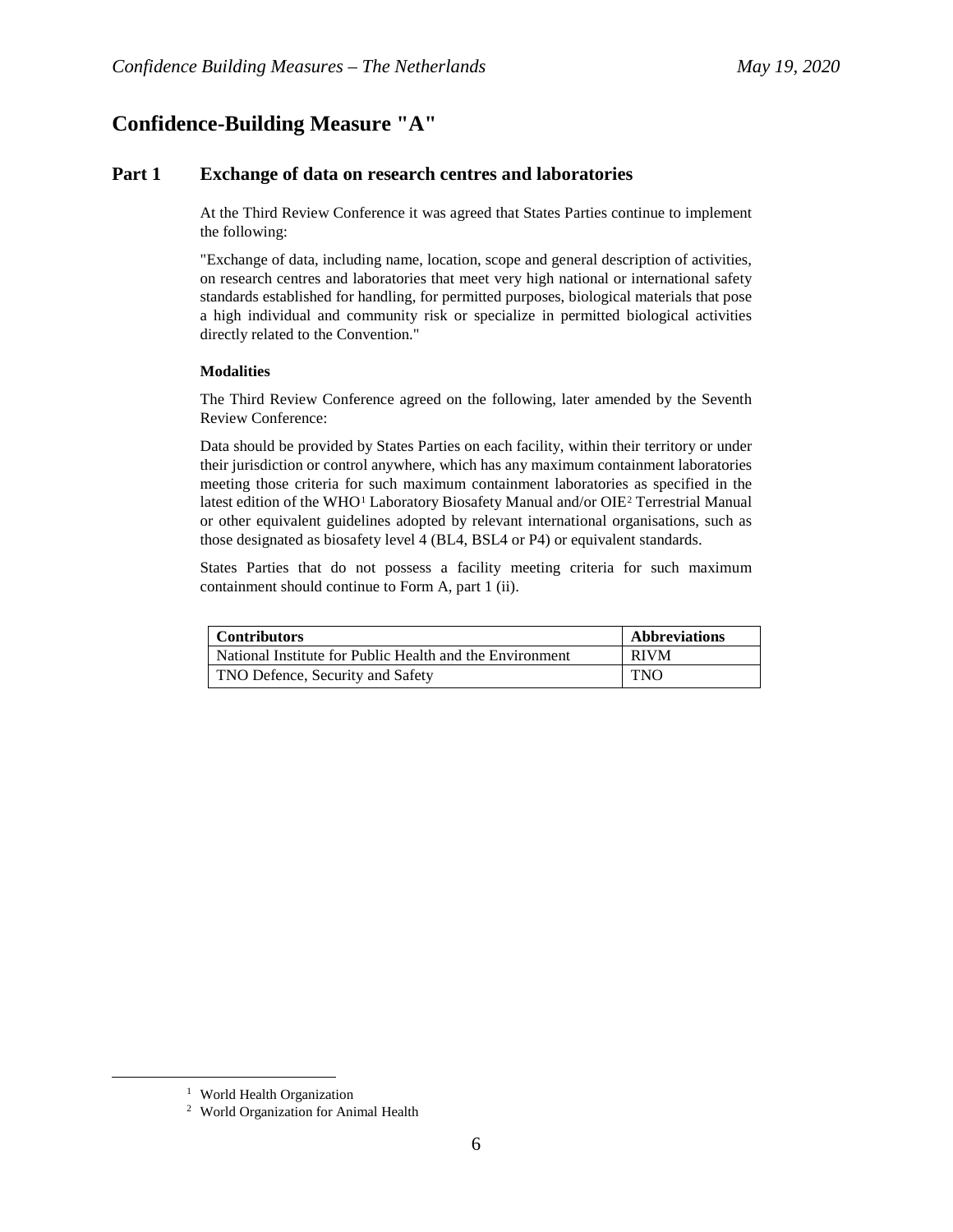# Confidence-Building Measure "A"

## Part 1 Exchange of data on research centres and laboratories

At the Third Review Conference it was agreed that States Parties continue to implement the following:

"Exchange of data, including name, location, scope and general description of activities, on research centres and laboratories that meet very high national or international safety standards established for handling, for permitted purposes, biological materials that pose a high individual and community risk or specialize in permitted biological activities directly related to the Convention."

**Modalities**

The Third Review Conference agreed on the following, later amended by the Seventh Review Conference:

Data should be provided by States Parties on each facility, within their territory or under their jurisdiction or control anywhere, which has any maximum containment laboratories meeting those criteria for such maximum containment laboratories as specified in the latest edition of the WHO[1] Laboratory Biosafety Manual and/or OIE[2] Terrestrial Manual or other equivalent guidelines adopted by relevant international organisations, such as those designated as biosafety level 4 (BL4, BSL4 or P4) or equivalent standards.

States Parties that do not possess a facility meeting criteria for such maximum containment should continue to Form A, part 1 (ii).

| Contributors | Abbreviations |
|---|---|
| National Institute for Public Health and the Environment | RIVM |
| TNO Defence, Security and Safety | TNO |

[1] World Health Organization

[2] World Organization for Animal Health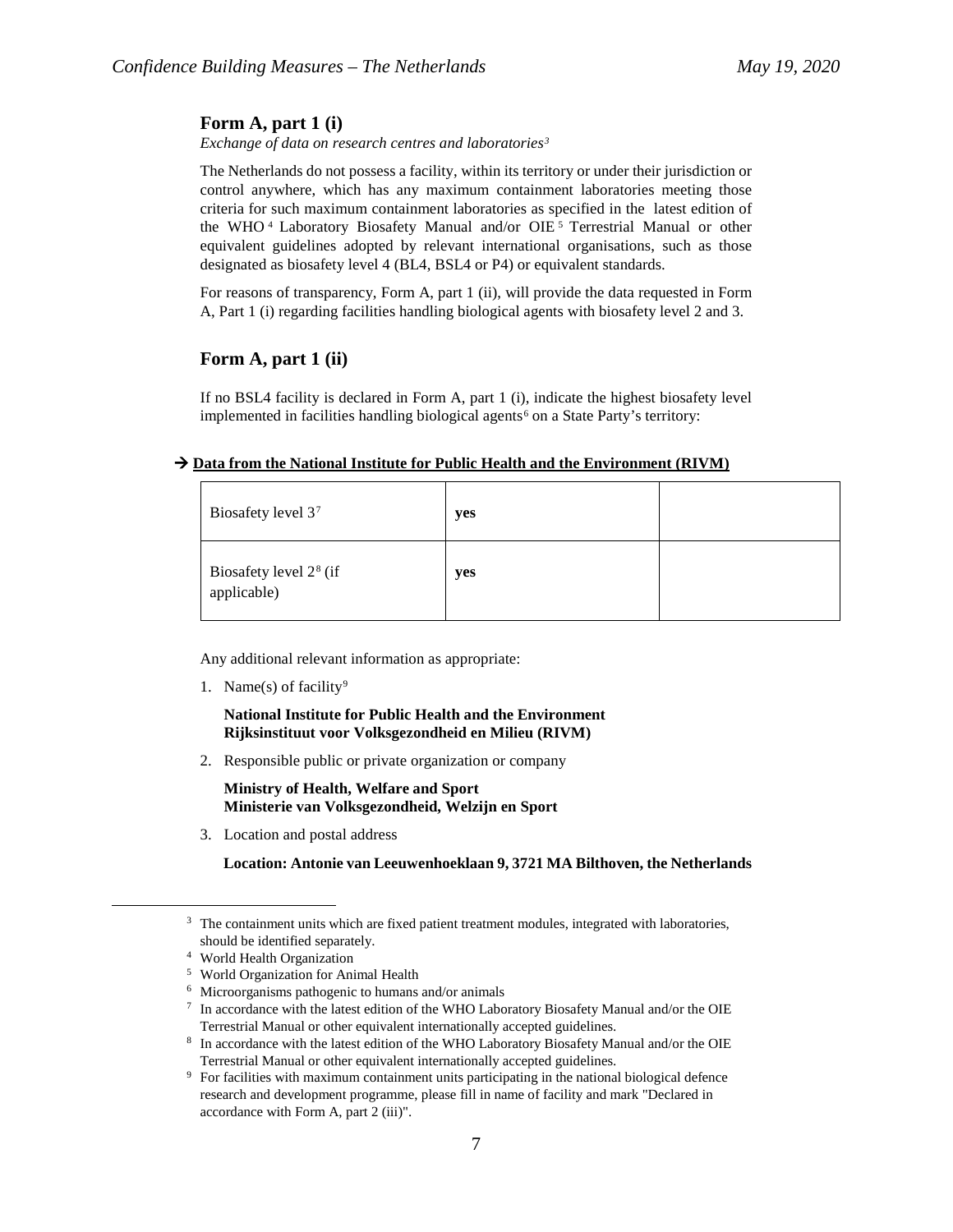## Form A, part 1 (i)

*Exchange of data on research centres and laboratories*[3]

The Netherlands do not possess a facility, within its territory or under their jurisdiction or control anywhere, which has any maximum containment laboratories meeting those criteria for such maximum containment laboratories as specified in the latest edition of the WHO[4] Laboratory Biosafety Manual and/or OIE[5] Terrestrial Manual or other equivalent guidelines adopted by relevant international organisations, such as those designated as biosafety level 4 (BL4, BSL4 or P4) or equivalent standards.

For reasons of transparency, Form A, part 1 (ii), will provide the data requested in Form A, Part 1 (i) regarding facilities handling biological agents with biosafety level 2 and 3.

## Form A, part 1 (ii)

If no BSL4 facility is declared in Form A, part 1 (i), indicate the highest biosafety level implemented in facilities handling biological agents[6] on a State Party's territory:

→ **Data from the National Institute for Public Health and the Environment (RIVM)**

| | | |
|---|---|---|
| Biosafety level 3[7] | **yes** | |
| Biosafety level 2[8] (if applicable) | **yes** | |

Any additional relevant information as appropriate:

1. Name(s) of facility[9]

   **National Institute for Public Health and the Environment**
   **Rijksinstituut voor Volksgezondheid en Milieu (RIVM)**

2. Responsible public or private organization or company

   **Ministry of Health, Welfare and Sport**
   **Ministerie van Volksgezondheid, Welzijn en Sport**

3. Location and postal address

   **Location: Antonie van Leeuwenhoeklaan 9, 3721 MA Bilthoven, the Netherlands**

---

[3] The containment units which are fixed patient treatment modules, integrated with laboratories, should be identified separately.

[4] World Health Organization

[5] World Organization for Animal Health

[6] Microorganisms pathogenic to humans and/or animals

[7] In accordance with the latest edition of the WHO Laboratory Biosafety Manual and/or the OIE Terrestrial Manual or other equivalent internationally accepted guidelines.

[8] In accordance with the latest edition of the WHO Laboratory Biosafety Manual and/or the OIE Terrestrial Manual or other equivalent internationally accepted guidelines.

[9] For facilities with maximum containment units participating in the national biological defence research and development programme, please fill in name of facility and mark "Declared in accordance with Form A, part 2 (iii)".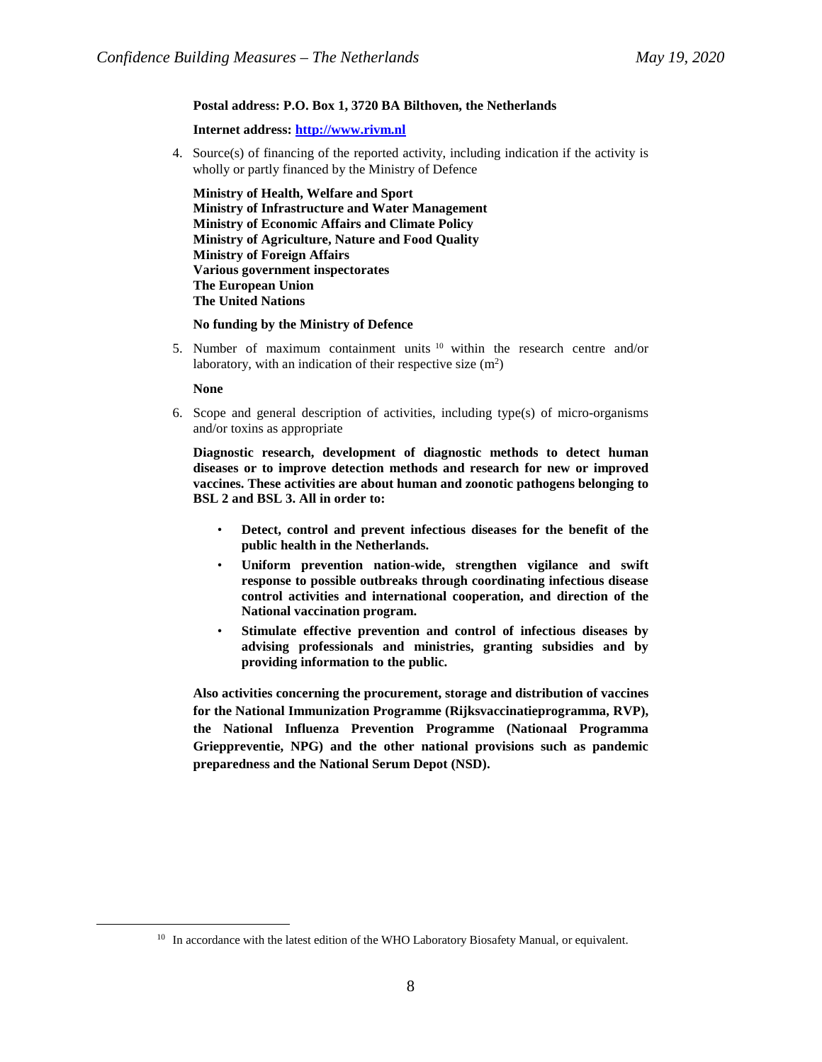**Postal address: P.O. Box 1, 3720 BA Bilthoven, the Netherlands**

**Internet address: [http://www.rivm.nl](http://www.rivm.nl)**

4. Source(s) of financing of the reported activity, including indication if the activity is wholly or partly financed by the Ministry of Defence

**Ministry of Health, Welfare and Sport**
**Ministry of Infrastructure and Water Management**
**Ministry of Economic Affairs and Climate Policy**
**Ministry of Agriculture, Nature and Food Quality**
**Ministry of Foreign Affairs**
**Various government inspectorates**
**The European Union**
**The United Nations**

**No funding by the Ministry of Defence**

5. Number of maximum containment units [10] within the research centre and/or laboratory, with an indication of their respective size ($m^2$)

**None**

6. Scope and general description of activities, including type(s) of micro-organisms and/or toxins as appropriate

**Diagnostic research, development of diagnostic methods to detect human diseases or to improve detection methods and research for new or improved vaccines. These activities are about human and zoonotic pathogens belonging to BSL 2 and BSL 3. All in order to:**

- **Detect, control and prevent infectious diseases for the benefit of the public health in the Netherlands.**
- **Uniform prevention nation-wide, strengthen vigilance and swift response to possible outbreaks through coordinating infectious disease control activities and international cooperation, and direction of the National vaccination program.**
- **Stimulate effective prevention and control of infectious diseases by advising professionals and ministries, granting subsidies and by providing information to the public.**

**Also activities concerning the procurement, storage and distribution of vaccines for the National Immunization Programme (Rijksvaccinatieprogramma, RVP), the National Influenza Prevention Programme (Nationaal Programma Grieppreventie, NPG) and the other national provisions such as pandemic preparedness and the National Serum Depot (NSD).**

[10] In accordance with the latest edition of the WHO Laboratory Biosafety Manual, or equivalent.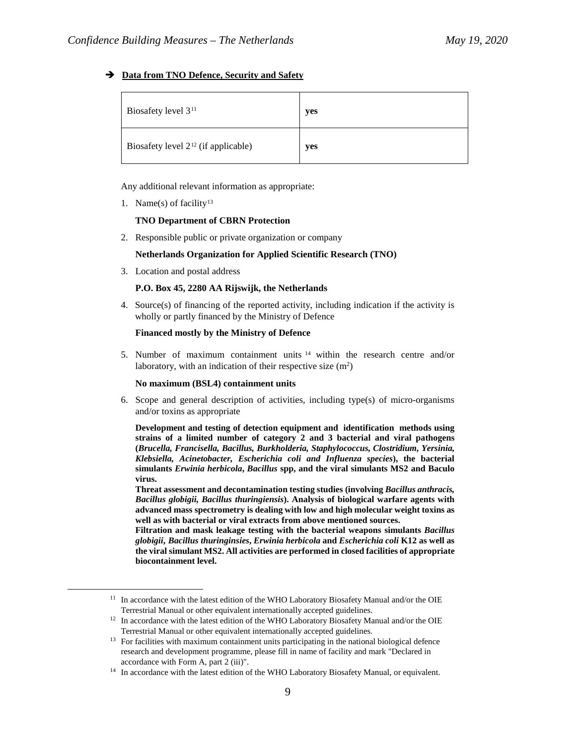➔ **Data from TNO Defence, Security and Safety**

| Biosafety level 3[11] | **yes** |
|---|---|
| Biosafety level 2[12] (if applicable) | **yes** |

Any additional relevant information as appropriate:

1. Name(s) of facility[13]

   **TNO Department of CBRN Protection**

2. Responsible public or private organization or company

   **Netherlands Organization for Applied Scientific Research (TNO)**

3. Location and postal address

   **P.O. Box 45, 2280 AA Rijswijk, the Netherlands**

4. Source(s) of financing of the reported activity, including indication if the activity is wholly or partly financed by the Ministry of Defence

   **Financed mostly by the Ministry of Defence**

5. Number of maximum containment units[14] within the research centre and/or laboratory, with an indication of their respective size ($m^2$)

   **No maximum (BSL4) containment units**

6. Scope and general description of activities, including type(s) of micro-organisms and/or toxins as appropriate

   **Development and testing of detection equipment and identification methods using strains of a limited number of category 2 and 3 bacterial and viral pathogens (*Brucella, Francisella, Bacillus, Burkholderia, Staphylococcus, Clostridium, Yersinia, Klebsiella, Acinetobacter, Escherichia coli and Influenza species*), the bacterial simulants *Erwinia herbicola*, *Bacillus* spp, and the viral simulants MS2 and Baculo virus.**

   **Threat assessment and decontamination testing studies (involving *Bacillus anthracis, Bacillus globigii, Bacillus thuringiensis*). Analysis of biological warfare agents with advanced mass spectrometry is dealing with low and high molecular weight toxins as well as with bacterial or viral extracts from above mentioned sources.**

   **Filtration and mask leakage testing with the bacterial weapons simulants *Bacillus globigii*, *Bacillus thuringinsies*, *Erwinia herbicola* and *Escherichia coli* K12 as well as the viral simulant MS2. All activities are performed in closed facilities of appropriate biocontainment level.**

---

[11] In accordance with the latest edition of the WHO Laboratory Biosafety Manual and/or the OIE Terrestrial Manual or other equivalent internationally accepted guidelines.

[12] In accordance with the latest edition of the WHO Laboratory Biosafety Manual and/or the OIE Terrestrial Manual or other equivalent internationally accepted guidelines.

[13] For facilities with maximum containment units participating in the national biological defence research and development programme, please fill in name of facility and mark "Declared in accordance with Form A, part 2 (iii)".

[14] In accordance with the latest edition of the WHO Laboratory Biosafety Manual, or equivalent.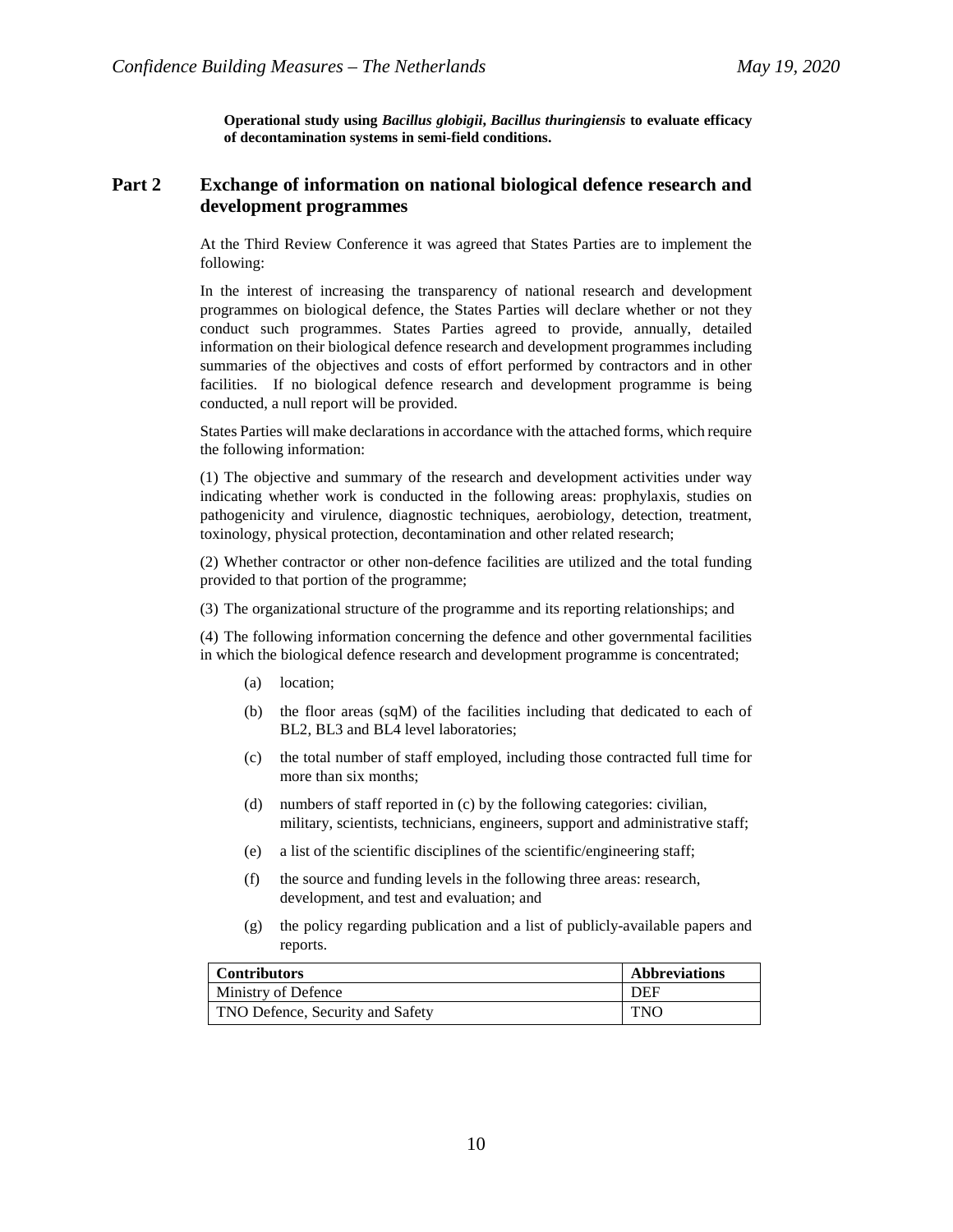**Operational study using *Bacillus globigii, Bacillus thuringiensis* to evaluate efficacy of decontamination systems in semi-field conditions.**

## Part 2 Exchange of information on national biological defence research and development programmes

At the Third Review Conference it was agreed that States Parties are to implement the following:

In the interest of increasing the transparency of national research and development programmes on biological defence, the States Parties will declare whether or not they conduct such programmes. States Parties agreed to provide, annually, detailed information on their biological defence research and development programmes including summaries of the objectives and costs of effort performed by contractors and in other facilities. If no biological defence research and development programme is being conducted, a null report will be provided.

States Parties will make declarations in accordance with the attached forms, which require the following information:

(1) The objective and summary of the research and development activities under way indicating whether work is conducted in the following areas: prophylaxis, studies on pathogenicity and virulence, diagnostic techniques, aerobiology, detection, treatment, toxinology, physical protection, decontamination and other related research;

(2) Whether contractor or other non-defence facilities are utilized and the total funding provided to that portion of the programme;

(3) The organizational structure of the programme and its reporting relationships; and

(4) The following information concerning the defence and other governmental facilities in which the biological defence research and development programme is concentrated;

- (a) location;
- (b) the floor areas (sqM) of the facilities including that dedicated to each of BL2, BL3 and BL4 level laboratories;
- (c) the total number of staff employed, including those contracted full time for more than six months;
- (d) numbers of staff reported in (c) by the following categories: civilian, military, scientists, technicians, engineers, support and administrative staff;
- (e) a list of the scientific disciplines of the scientific/engineering staff;
- (f) the source and funding levels in the following three areas: research, development, and test and evaluation; and
- (g) the policy regarding publication and a list of publicly-available papers and reports.

| Contributors | Abbreviations |
|---|---|
| Ministry of Defence | DEF |
| TNO Defence, Security and Safety | TNO |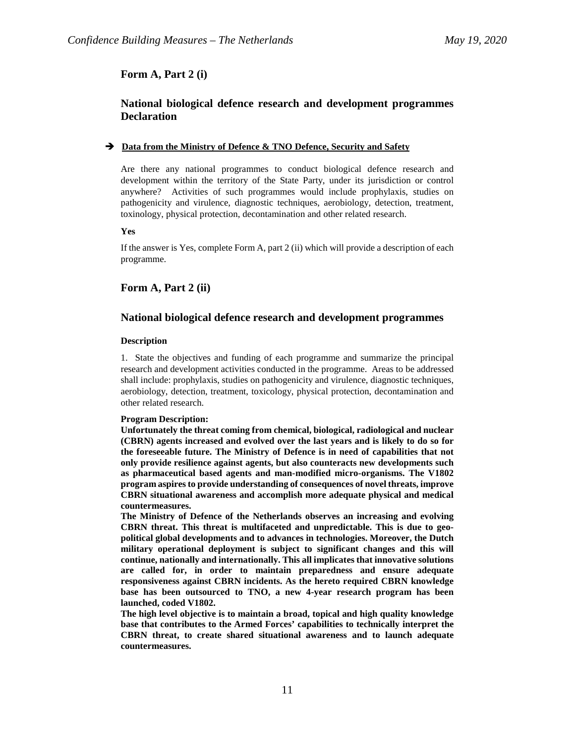## Form A, Part 2 (i)

## National biological defence research and development programmes Declaration

➔ **Data from the Ministry of Defence & TNO Defence, Security and Safety**

Are there any national programmes to conduct biological defence research and development within the territory of the State Party, under its jurisdiction or control anywhere? Activities of such programmes would include prophylaxis, studies on pathogenicity and virulence, diagnostic techniques, aerobiology, detection, treatment, toxinology, physical protection, decontamination and other related research.

**Yes**

If the answer is Yes, complete Form A, part 2 (ii) which will provide a description of each programme.

## Form A, Part 2 (ii)

## National biological defence research and development programmes

**Description**

1. State the objectives and funding of each programme and summarize the principal research and development activities conducted in the programme. Areas to be addressed shall include: prophylaxis, studies on pathogenicity and virulence, diagnostic techniques, aerobiology, detection, treatment, toxicology, physical protection, decontamination and other related research.

**Program Description:**

**Unfortunately the threat coming from chemical, biological, radiological and nuclear (CBRN) agents increased and evolved over the last years and is likely to do so for the foreseeable future. The Ministry of Defence is in need of capabilities that not only provide resilience against agents, but also counteracts new developments such as pharmaceutical based agents and man-modified micro-organisms. The V1802 program aspires to provide understanding of consequences of novel threats, improve CBRN situational awareness and accomplish more adequate physical and medical countermeasures.**

**The Ministry of Defence of the Netherlands observes an increasing and evolving CBRN threat. This threat is multifaceted and unpredictable. This is due to geo-political global developments and to advances in technologies. Moreover, the Dutch military operational deployment is subject to significant changes and this will continue, nationally and internationally. This all implicates that innovative solutions are called for, in order to maintain preparedness and ensure adequate responsiveness against CBRN incidents. As the hereto required CBRN knowledge base has been outsourced to TNO, a new 4-year research program has been launched, coded V1802.**

**The high level objective is to maintain a broad, topical and high quality knowledge base that contributes to the Armed Forces' capabilities to technically interpret the CBRN threat, to create shared situational awareness and to launch adequate countermeasures.**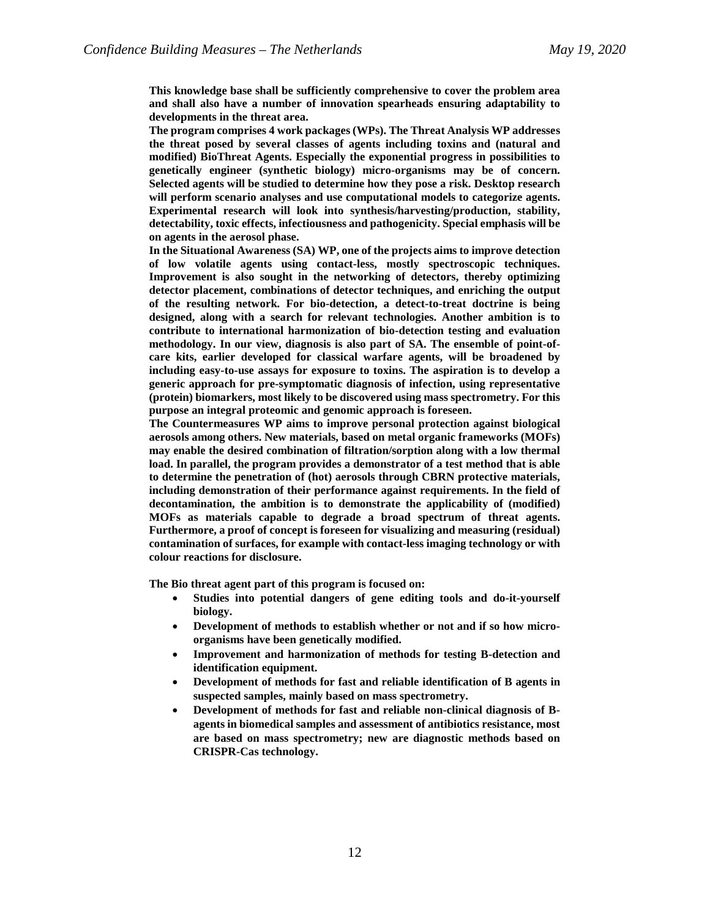**This knowledge base shall be sufficiently comprehensive to cover the problem area and shall also have a number of innovation spearheads ensuring adaptability to developments in the threat area.**

**The program comprises 4 work packages (WPs). The Threat Analysis WP addresses the threat posed by several classes of agents including toxins and (natural and modified) BioThreat Agents. Especially the exponential progress in possibilities to genetically engineer (synthetic biology) micro-organisms may be of concern. Selected agents will be studied to determine how they pose a risk. Desktop research will perform scenario analyses and use computational models to categorize agents. Experimental research will look into synthesis/harvesting/production, stability, detectability, toxic effects, infectiousness and pathogenicity. Special emphasis will be on agents in the aerosol phase.**

**In the Situational Awareness (SA) WP, one of the projects aims to improve detection of low volatile agents using contact-less, mostly spectroscopic techniques. Improvement is also sought in the networking of detectors, thereby optimizing detector placement, combinations of detector techniques, and enriching the output of the resulting network. For bio-detection, a detect-to-treat doctrine is being designed, along with a search for relevant technologies. Another ambition is to contribute to international harmonization of bio-detection testing and evaluation methodology. In our view, diagnosis is also part of SA. The ensemble of point-of-care kits, earlier developed for classical warfare agents, will be broadened by including easy-to-use assays for exposure to toxins. The aspiration is to develop a generic approach for pre-symptomatic diagnosis of infection, using representative (protein) biomarkers, most likely to be discovered using mass spectrometry. For this purpose an integral proteomic and genomic approach is foreseen.**

**The Countermeasures WP aims to improve personal protection against biological aerosols among others. New materials, based on metal organic frameworks (MOFs) may enable the desired combination of filtration/sorption along with a low thermal load. In parallel, the program provides a demonstrator of a test method that is able to determine the penetration of (hot) aerosols through CBRN protective materials, including demonstration of their performance against requirements. In the field of decontamination, the ambition is to demonstrate the applicability of (modified) MOFs as materials capable to degrade a broad spectrum of threat agents. Furthermore, a proof of concept is foreseen for visualizing and measuring (residual) contamination of surfaces, for example with contact-less imaging technology or with colour reactions for disclosure.**

**The Bio threat agent part of this program is focused on:**

- **Studies into potential dangers of gene editing tools and do-it-yourself biology.**
- **Development of methods to establish whether or not and if so how micro-organisms have been genetically modified.**
- **Improvement and harmonization of methods for testing B-detection and identification equipment.**
- **Development of methods for fast and reliable identification of B agents in suspected samples, mainly based on mass spectrometry.**
- **Development of methods for fast and reliable non-clinical diagnosis of B-agents in biomedical samples and assessment of antibiotics resistance, most are based on mass spectrometry; new are diagnostic methods based on CRISPR-Cas technology.**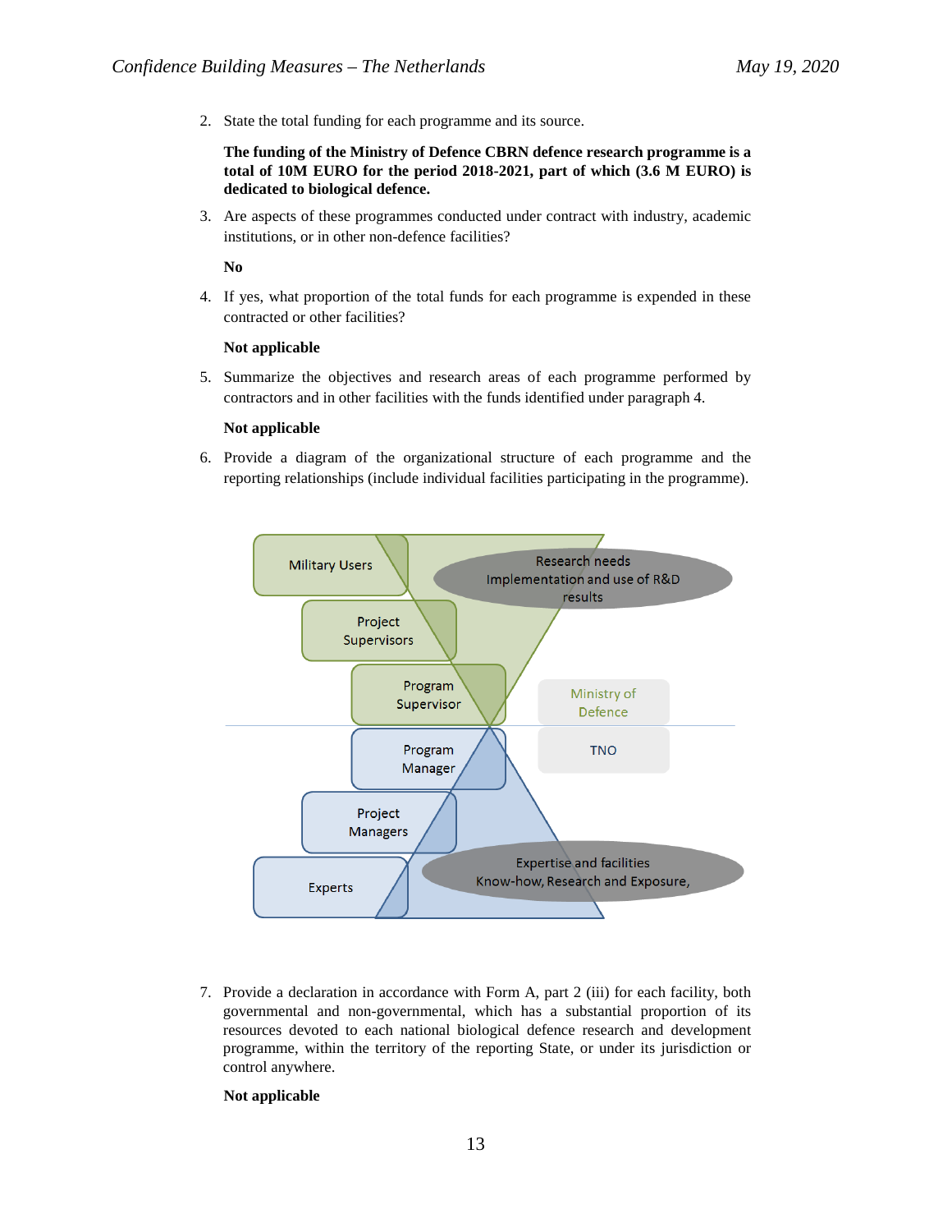2. State the total funding for each programme and its source.

   **The funding of the Ministry of Defence CBRN defence research programme is a total of 10M EURO for the period 2018-2021, part of which (3.6 M EURO) is dedicated to biological defence.**

3. Are aspects of these programmes conducted under contract with industry, academic institutions, or in other non-defence facilities?

   **No**

4. If yes, what proportion of the total funds for each programme is expended in these contracted or other facilities?

   **Not applicable**

5. Summarize the objectives and research areas of each programme performed by contractors and in other facilities with the funds identified under paragraph 4.

   **Not applicable**

6. Provide a diagram of the organizational structure of each programme and the reporting relationships (include individual facilities participating in the programme).

Military Users

Research needs
Implementation and use of R&D results

Project Supervisors

Program Supervisor

Ministry of Defence

Program Manager

TNO

Project Managers

Expertise and facilities
Know-how, Research and Exposure,

Experts

7. Provide a declaration in accordance with Form A, part 2 (iii) for each facility, both governmental and non-governmental, which has a substantial proportion of its resources devoted to each national biological defence research and development programme, within the territory of the reporting State, or under its jurisdiction or control anywhere.

   **Not applicable**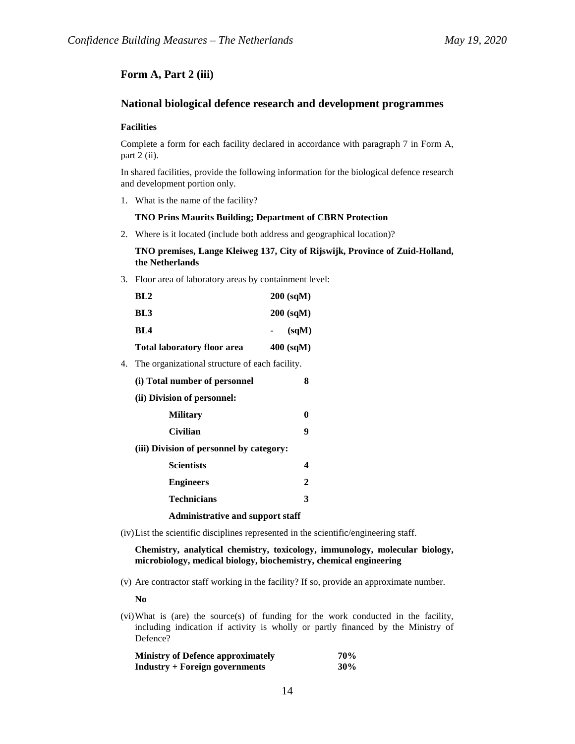## Form A, Part 2 (iii)

## National biological defence research and development programmes

### Facilities

Complete a form for each facility declared in accordance with paragraph 7 in Form A, part 2 (ii).

In shared facilities, provide the following information for the biological defence research and development portion only.

1. What is the name of the facility?

   **TNO Prins Maurits Building; Department of CBRN Protection**

2. Where is it located (include both address and geographical location)?

   **TNO premises, Lange Kleiweg 137, City of Rijswijk, Province of Zuid-Holland, the Netherlands**

3. Floor area of laboratory areas by containment level:

| | |
|---|---|
| **BL2** | **200 (sqM)** |
| **BL3** | **200 (sqM)** |
| **BL4** | **- (sqM)** |
| **Total laboratory floor area** | **400 (sqM)** |

4. The organizational structure of each facility.

| | |
|---|---|
| **(i) Total number of personnel** | **8** |
| **(ii) Division of personnel:** | |
| **Military** | **0** |
| **Civilian** | **9** |
| **(iii) Division of personnel by category:** | |
| **Scientists** | **4** |
| **Engineers** | **2** |
| **Technicians** | **3** |
| **Administrative and support staff** | |

(iv) List the scientific disciplines represented in the scientific/engineering staff.

**Chemistry, analytical chemistry, toxicology, immunology, molecular biology, microbiology, medical biology, biochemistry, chemical engineering**

(v) Are contractor staff working in the facility? If so, provide an approximate number.

**No**

(vi) What is (are) the source(s) of funding for the work conducted in the facility, including indication if activity is wholly or partly financed by the Ministry of Defence?

| | |
|---|---|
| **Ministry of Defence approximately** | **70%** |
| **Industry + Foreign governments** | **30%** |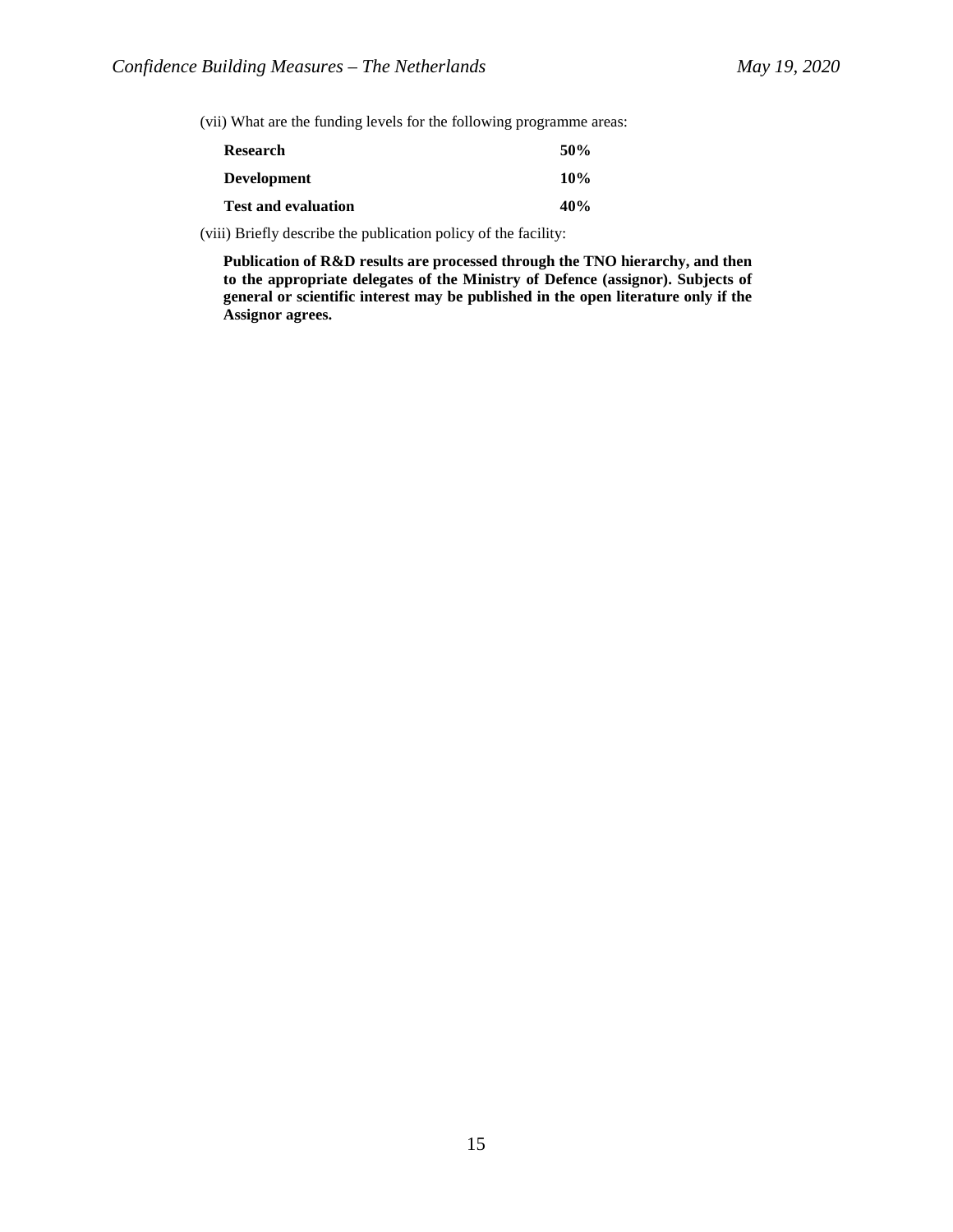(vii) What are the funding levels for the following programme areas:

| | |
|---|---|
| **Research** | **50%** |
| **Development** | **10%** |
| **Test and evaluation** | **40%** |

(viii) Briefly describe the publication policy of the facility:

**Publication of R&D results are processed through the TNO hierarchy, and then to the appropriate delegates of the Ministry of Defence (assignor). Subjects of general or scientific interest may be published in the open literature only if the Assignor agrees.**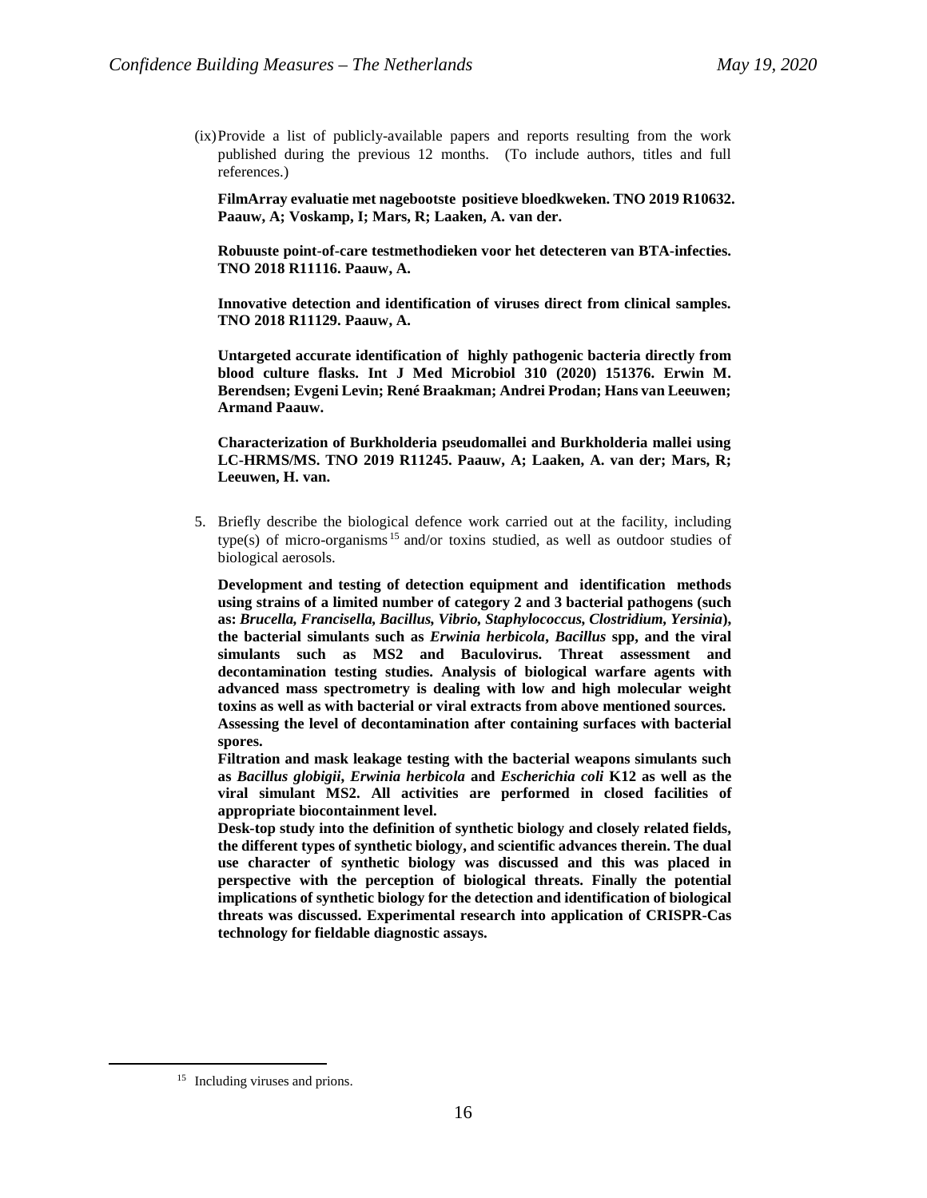(ix) Provide a list of publicly-available papers and reports resulting from the work published during the previous 12 months. (To include authors, titles and full references.)

**FilmArray evaluatie met nagebootste positieve bloedkweken. TNO 2019 R10632. Paauw, A; Voskamp, I; Mars, R; Laaken, A. van der.**

**Robuuste point-of-care testmethodieken voor het detecteren van BTA-infecties. TNO 2018 R11116. Paauw, A.**

**Innovative detection and identification of viruses direct from clinical samples. TNO 2018 R11129. Paauw, A.**

**Untargeted accurate identification of highly pathogenic bacteria directly from blood culture flasks. Int J Med Microbiol 310 (2020) 151376. Erwin M. Berendsen; Evgeni Levin; René Braakman; Andrei Prodan; Hans van Leeuwen; Armand Paauw.**

**Characterization of Burkholderia pseudomallei and Burkholderia mallei using LC-HRMS/MS. TNO 2019 R11245. Paauw, A; Laaken, A. van der; Mars, R; Leeuwen, H. van.**

5. Briefly describe the biological defence work carried out at the facility, including type(s) of micro-organisms[15] and/or toxins studied, as well as outdoor studies of biological aerosols.

**Development and testing of detection equipment and identification methods using strains of a limited number of category 2 and 3 bacterial pathogens (such as: *Brucella, Francisella, Bacillus, Vibrio, Staphylococcus, Clostridium, Yersinia*), the bacterial simulants such as *Erwinia herbicola*, *Bacillus* spp, and the viral simulants such as MS2 and Baculovirus. Threat assessment and decontamination testing studies. Analysis of biological warfare agents with advanced mass spectrometry is dealing with low and high molecular weight toxins as well as with bacterial or viral extracts from above mentioned sources.**
**Assessing the level of decontamination after containing surfaces with bacterial spores.**
**Filtration and mask leakage testing with the bacterial weapons simulants such as *Bacillus globigii*, *Erwinia herbicola* and *Escherichia coli* K12 as well as the viral simulant MS2. All activities are performed in closed facilities of appropriate biocontainment level.**
**Desk-top study into the definition of synthetic biology and closely related fields, the different types of synthetic biology, and scientific advances therein. The dual use character of synthetic biology was discussed and this was placed in perspective with the perception of biological threats. Finally the potential implications of synthetic biology for the detection and identification of biological threats was discussed. Experimental research into application of CRISPR-Cas technology for fieldable diagnostic assays.**

[15] Including viruses and prions.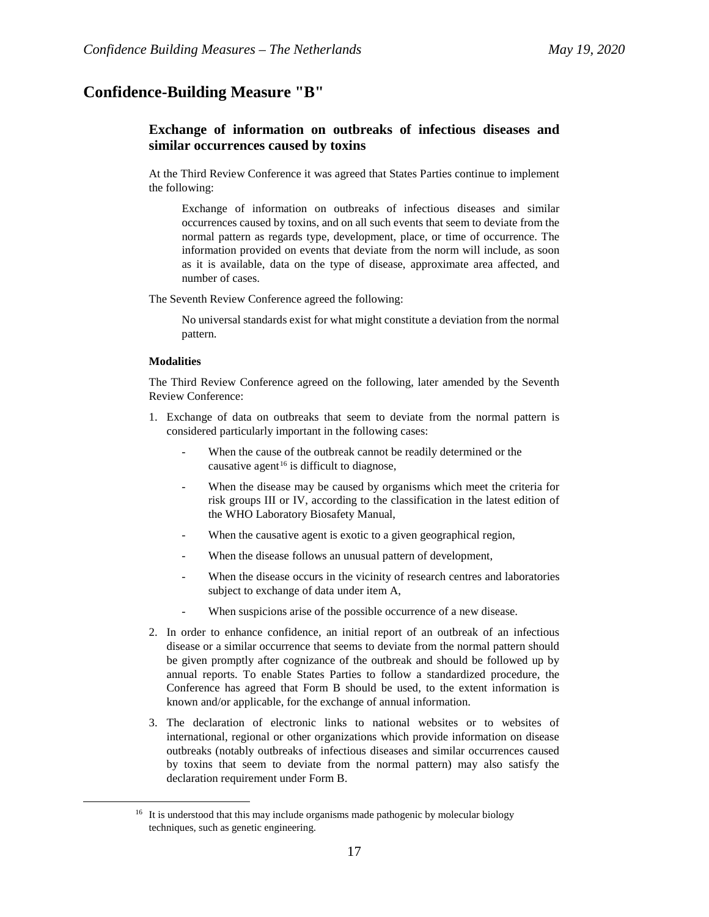# Confidence-Building Measure "B"

## Exchange of information on outbreaks of infectious diseases and similar occurrences caused by toxins

At the Third Review Conference it was agreed that States Parties continue to implement the following:

> Exchange of information on outbreaks of infectious diseases and similar occurrences caused by toxins, and on all such events that seem to deviate from the normal pattern as regards type, development, place, or time of occurrence. The information provided on events that deviate from the norm will include, as soon as it is available, data on the type of disease, approximate area affected, and number of cases.

The Seventh Review Conference agreed the following:

> No universal standards exist for what might constitute a deviation from the normal pattern.

**Modalities**

The Third Review Conference agreed on the following, later amended by the Seventh Review Conference:

1. Exchange of data on outbreaks that seem to deviate from the normal pattern is considered particularly important in the following cases:
   - When the cause of the outbreak cannot be readily determined or the causative agent[16] is difficult to diagnose,
   - When the disease may be caused by organisms which meet the criteria for risk groups III or IV, according to the classification in the latest edition of the WHO Laboratory Biosafety Manual,
   - When the causative agent is exotic to a given geographical region,
   - When the disease follows an unusual pattern of development,
   - When the disease occurs in the vicinity of research centres and laboratories subject to exchange of data under item A,
   - When suspicions arise of the possible occurrence of a new disease.
2. In order to enhance confidence, an initial report of an outbreak of an infectious disease or a similar occurrence that seems to deviate from the normal pattern should be given promptly after cognizance of the outbreak and should be followed up by annual reports. To enable States Parties to follow a standardized procedure, the Conference has agreed that Form B should be used, to the extent information is known and/or applicable, for the exchange of annual information.
3. The declaration of electronic links to national websites or to websites of international, regional or other organizations which provide information on disease outbreaks (notably outbreaks of infectious diseases and similar occurrences caused by toxins that seem to deviate from the normal pattern) may also satisfy the declaration requirement under Form B.

[16] It is understood that this may include organisms made pathogenic by molecular biology techniques, such as genetic engineering.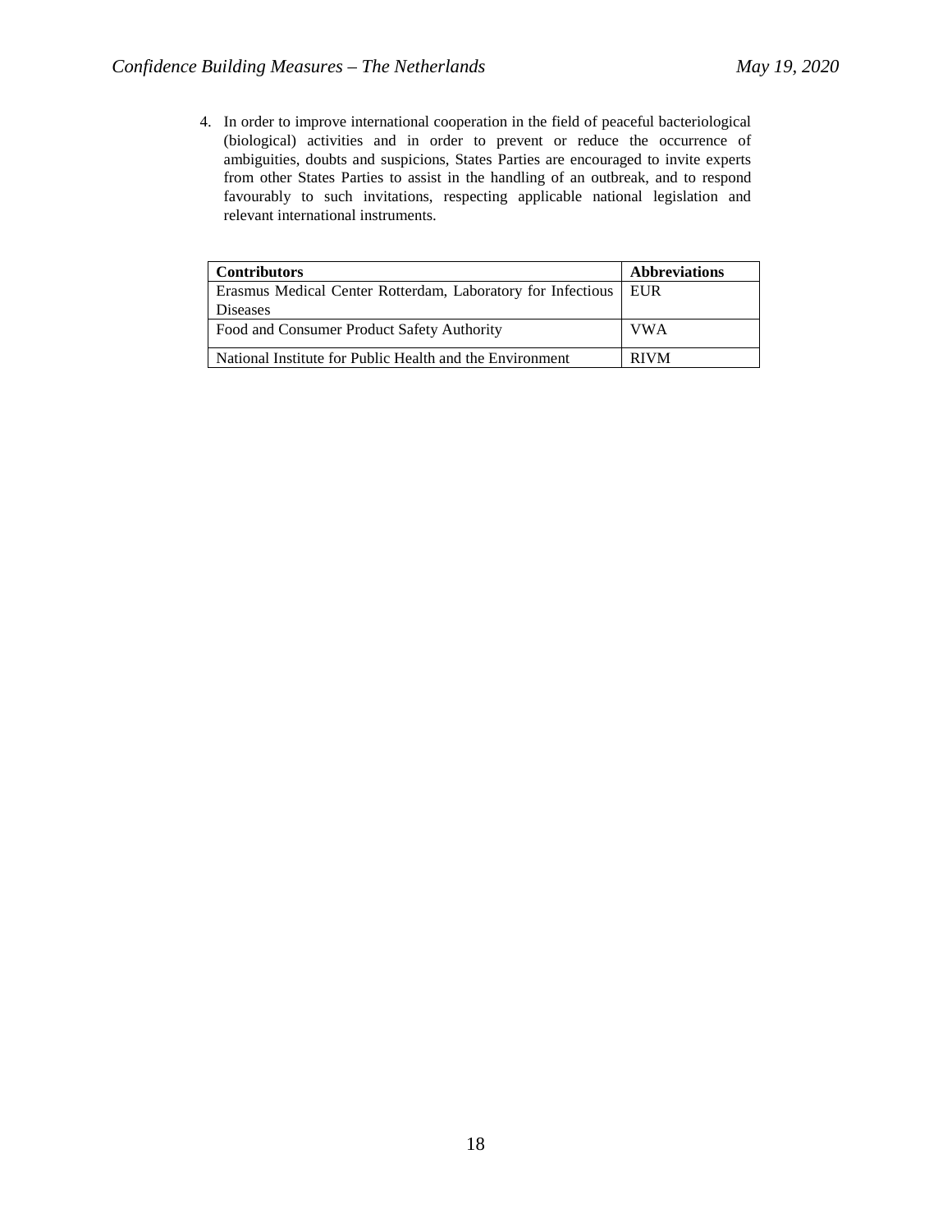4. In order to improve international cooperation in the field of peaceful bacteriological (biological) activities and in order to prevent or reduce the occurrence of ambiguities, doubts and suspicions, States Parties are encouraged to invite experts from other States Parties to assist in the handling of an outbreak, and to respond favourably to such invitations, respecting applicable national legislation and relevant international instruments.

| **Contributors** | **Abbreviations** |
| --- | --- |
| Erasmus Medical Center Rotterdam, Laboratory for Infectious Diseases | EUR |
| Food and Consumer Product Safety Authority | VWA |
| National Institute for Public Health and the Environment | RIVM |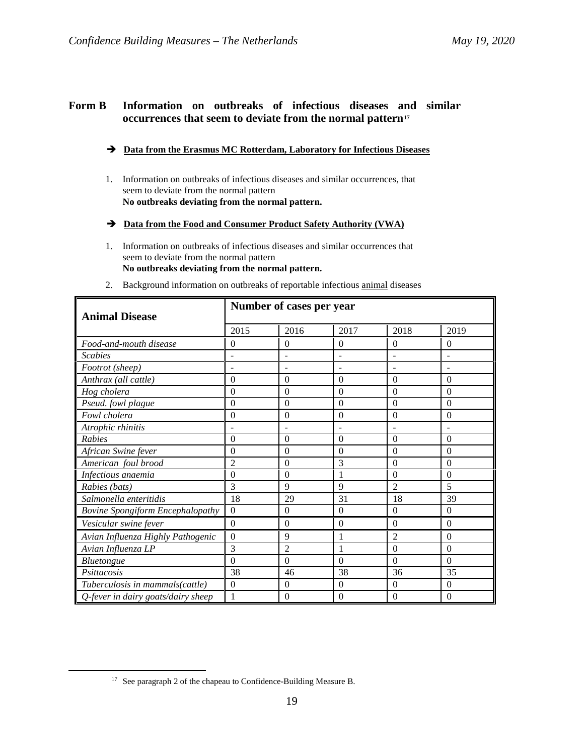## Form B Information on outbreaks of infectious diseases and similar occurrences that seem to deviate from the normal pattern[17]

➔ **Data from the Erasmus MC Rotterdam, Laboratory for Infectious Diseases**

1. Information on outbreaks of infectious diseases and similar occurrences, that seem to deviate from the normal pattern
   **No outbreaks deviating from the normal pattern.**

➔ **Data from the Food and Consumer Product Safety Authority (VWA)**

1. Information on outbreaks of infectious diseases and similar occurrences that seem to deviate from the normal pattern
   **No outbreaks deviating from the normal pattern.**

2. Background information on outbreaks of reportable infectious animal diseases

| **Animal Disease** | **Number of cases per year** | | | | |
|---|---|---|---|---|---|
| | 2015 | 2016 | 2017 | 2018 | 2019 |
| *Food-and-mouth disease* | 0 | 0 | 0 | 0 | 0 |
| *Scabies* | - | - | - | - | - |
| *Footrot (sheep)* | - | - | - | - | - |
| *Anthrax (all cattle)* | 0 | 0 | 0 | 0 | 0 |
| *Hog cholera* | 0 | 0 | 0 | 0 | 0 |
| *Pseud. fowl plague* | 0 | 0 | 0 | 0 | 0 |
| *Fowl cholera* | 0 | 0 | 0 | 0 | 0 |
| *Atrophic rhinitis* | - | - | - | - | - |
| *Rabies* | 0 | 0 | 0 | 0 | 0 |
| *African Swine fever* | 0 | 0 | 0 | 0 | 0 |
| *American foul brood* | 2 | 0 | 3 | 0 | 0 |
| *Infectious anaemia* | 0 | 0 | 1 | 0 | 0 |
| *Rabies (bats)* | 3 | 9 | 9 | 2 | 5 |
| *Salmonella enteritidis* | 18 | 29 | 31 | 18 | 39 |
| *Bovine Spongiform Encephalopathy* | 0 | 0 | 0 | 0 | 0 |
| *Vesicular swine fever* | 0 | 0 | 0 | 0 | 0 |
| *Avian Influenza Highly Pathogenic* | 0 | 9 | 1 | 2 | 0 |
| *Avian Influenza LP* | 3 | 2 | 1 | 0 | 0 |
| *Bluetongue* | 0 | 0 | 0 | 0 | 0 |
| *Psittacosis* | 38 | 46 | 38 | 36 | 35 |
| *Tuberculosis in mammals(cattle)* | 0 | 0 | 0 | 0 | 0 |
| *Q-fever in dairy goats/dairy sheep* | 1 | 0 | 0 | 0 | 0 |

[17] See paragraph 2 of the chapeau to Confidence-Building Measure B.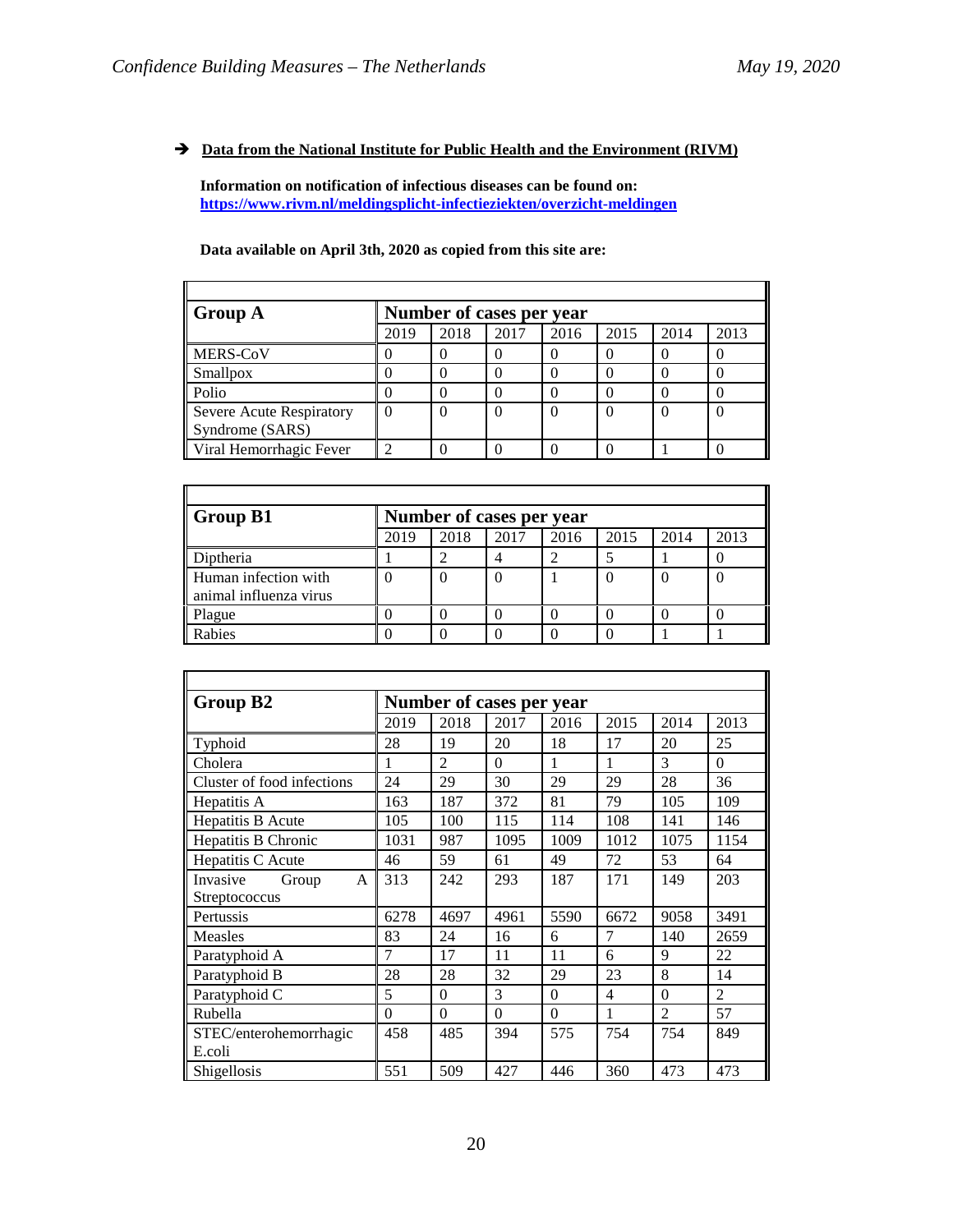➔ **Data from the National Institute for Public Health and the Environment (RIVM)**

**Information on notification of infectious diseases can be found on:** **https://www.rivm.nl/meldingsplicht-infectieziekten/overzicht-meldingen**

**Data available on April 3th, 2020 as copied from this site are:**

| **Group A** | **Number of cases per year** | | | | | | |
|---|---|---|---|---|---|---|---|
| | 2019 | 2018 | 2017 | 2016 | 2015 | 2014 | 2013 |
| MERS-CoV | 0 | 0 | 0 | 0 | 0 | 0 | 0 |
| Smallpox | 0 | 0 | 0 | 0 | 0 | 0 | 0 |
| Polio | 0 | 0 | 0 | 0 | 0 | 0 | 0 |
| Severe Acute Respiratory Syndrome (SARS) | 0 | 0 | 0 | 0 | 0 | 0 | 0 |
| Viral Hemorrhagic Fever | 2 | 0 | 0 | 0 | 0 | 1 | 0 |

| **Group B1** | **Number of cases per year** | | | | | | |
|---|---|---|---|---|---|---|---|
| | 2019 | 2018 | 2017 | 2016 | 2015 | 2014 | 2013 |
| Diptheria | 1 | 2 | 4 | 2 | 5 | 1 | 0 |
| Human infection with animal influenza virus | 0 | 0 | 0 | 1 | 0 | 0 | 0 |
| Plague | 0 | 0 | 0 | 0 | 0 | 0 | 0 |
| Rabies | 0 | 0 | 0 | 0 | 0 | 1 | 1 |

| **Group B2** | **Number of cases per year** | | | | | | |
|---|---|---|---|---|---|---|---|
| | 2019 | 2018 | 2017 | 2016 | 2015 | 2014 | 2013 |
| Typhoid | 28 | 19 | 20 | 18 | 17 | 20 | 25 |
| Cholera | 1 | 2 | 0 | 1 | 1 | 3 | 0 |
| Cluster of food infections | 24 | 29 | 30 | 29 | 29 | 28 | 36 |
| Hepatitis A | 163 | 187 | 372 | 81 | 79 | 105 | 109 |
| Hepatitis B Acute | 105 | 100 | 115 | 114 | 108 | 141 | 146 |
| Hepatitis B Chronic | 1031 | 987 | 1095 | 1009 | 1012 | 1075 | 1154 |
| Hepatitis C Acute | 46 | 59 | 61 | 49 | 72 | 53 | 64 |
| Invasive Group A Streptococcus | 313 | 242 | 293 | 187 | 171 | 149 | 203 |
| Pertussis | 6278 | 4697 | 4961 | 5590 | 6672 | 9058 | 3491 |
| Measles | 83 | 24 | 16 | 6 | 7 | 140 | 2659 |
| Paratyphoid A | 7 | 17 | 11 | 11 | 6 | 9 | 22 |
| Paratyphoid B | 28 | 28 | 32 | 29 | 23 | 8 | 14 |
| Paratyphoid C | 5 | 0 | 3 | 0 | 4 | 0 | 2 |
| Rubella | 0 | 0 | 0 | 0 | 1 | 2 | 57 |
| STEC/enterohemorrhagic E.coli | 458 | 485 | 394 | 575 | 754 | 754 | 849 |
| Shigellosis | 551 | 509 | 427 | 446 | 360 | 473 | 473 |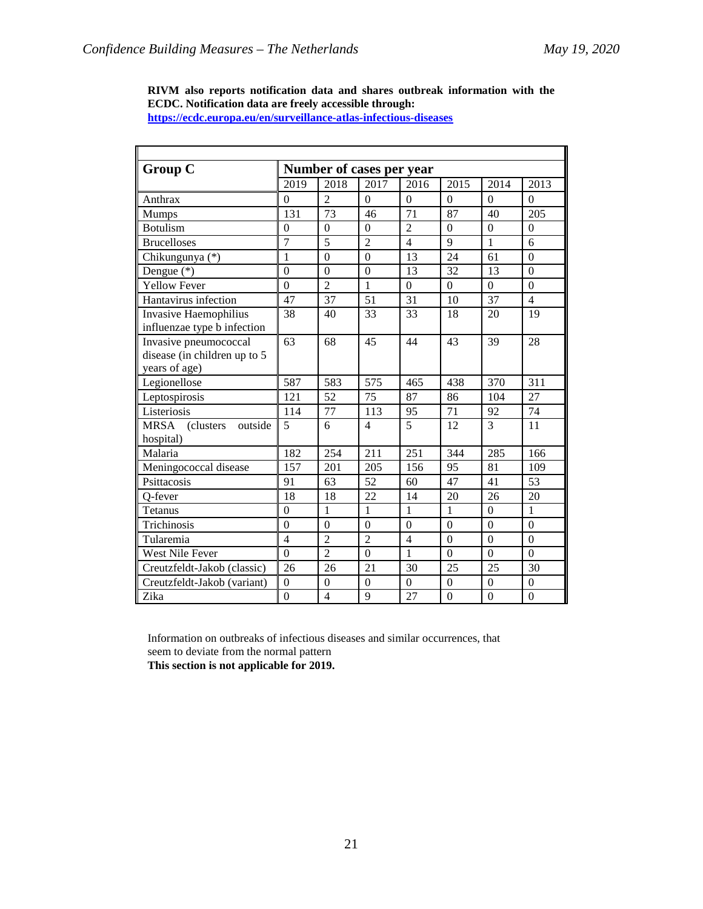**RIVM also reports notification data and shares outbreak information with the ECDC. Notification data are freely accessible through:**
**https://ecdc.europa.eu/en/surveillance-atlas-infectious-diseases**

| **Group C** | **Number of cases per year** | | | | | | |
|---|---|---|---|---|---|---|---|
| | 2019 | 2018 | 2017 | 2016 | 2015 | 2014 | 2013 |
| Anthrax | 0 | 2 | 0 | 0 | 0 | 0 | 0 |
| Mumps | 131 | 73 | 46 | 71 | 87 | 40 | 205 |
| Botulism | 0 | 0 | 0 | 2 | 0 | 0 | 0 |
| Brucelloses | 7 | 5 | 2 | 4 | 9 | 1 | 6 |
| Chikungunya (*) | 1 | 0 | 0 | 13 | 24 | 61 | 0 |
| Dengue (*) | 0 | 0 | 0 | 13 | 32 | 13 | 0 |
| Yellow Fever | 0 | 2 | 1 | 0 | 0 | 0 | 0 |
| Hantavirus infection | 47 | 37 | 51 | 31 | 10 | 37 | 4 |
| Invasive Haemophilius influenzae type b infection | 38 | 40 | 33 | 33 | 18 | 20 | 19 |
| Invasive pneumococcal disease (in children up to 5 years of age) | 63 | 68 | 45 | 44 | 43 | 39 | 28 |
| Legionellose | 587 | 583 | 575 | 465 | 438 | 370 | 311 |
| Leptospirosis | 121 | 52 | 75 | 87 | 86 | 104 | 27 |
| Listeriosis | 114 | 77 | 113 | 95 | 71 | 92 | 74 |
| MRSA (clusters outside hospital) | 5 | 6 | 4 | 5 | 12 | 3 | 11 |
| Malaria | 182 | 254 | 211 | 251 | 344 | 285 | 166 |
| Meningococcal disease | 157 | 201 | 205 | 156 | 95 | 81 | 109 |
| Psittacosis | 91 | 63 | 52 | 60 | 47 | 41 | 53 |
| Q-fever | 18 | 18 | 22 | 14 | 20 | 26 | 20 |
| Tetanus | 0 | 1 | 1 | 1 | 1 | 0 | 1 |
| Trichinosis | 0 | 0 | 0 | 0 | 0 | 0 | 0 |
| Tularemia | 4 | 2 | 2 | 4 | 0 | 0 | 0 |
| West Nile Fever | 0 | 2 | 0 | 1 | 0 | 0 | 0 |
| Creutzfeldt-Jakob (classic) | 26 | 26 | 21 | 30 | 25 | 25 | 30 |
| Creutzfeldt-Jakob (variant) | 0 | 0 | 0 | 0 | 0 | 0 | 0 |
| Zika | 0 | 4 | 9 | 27 | 0 | 0 | 0 |

Information on outbreaks of infectious diseases and similar occurrences, that seem to deviate from the normal pattern
**This section is not applicable for 2019.**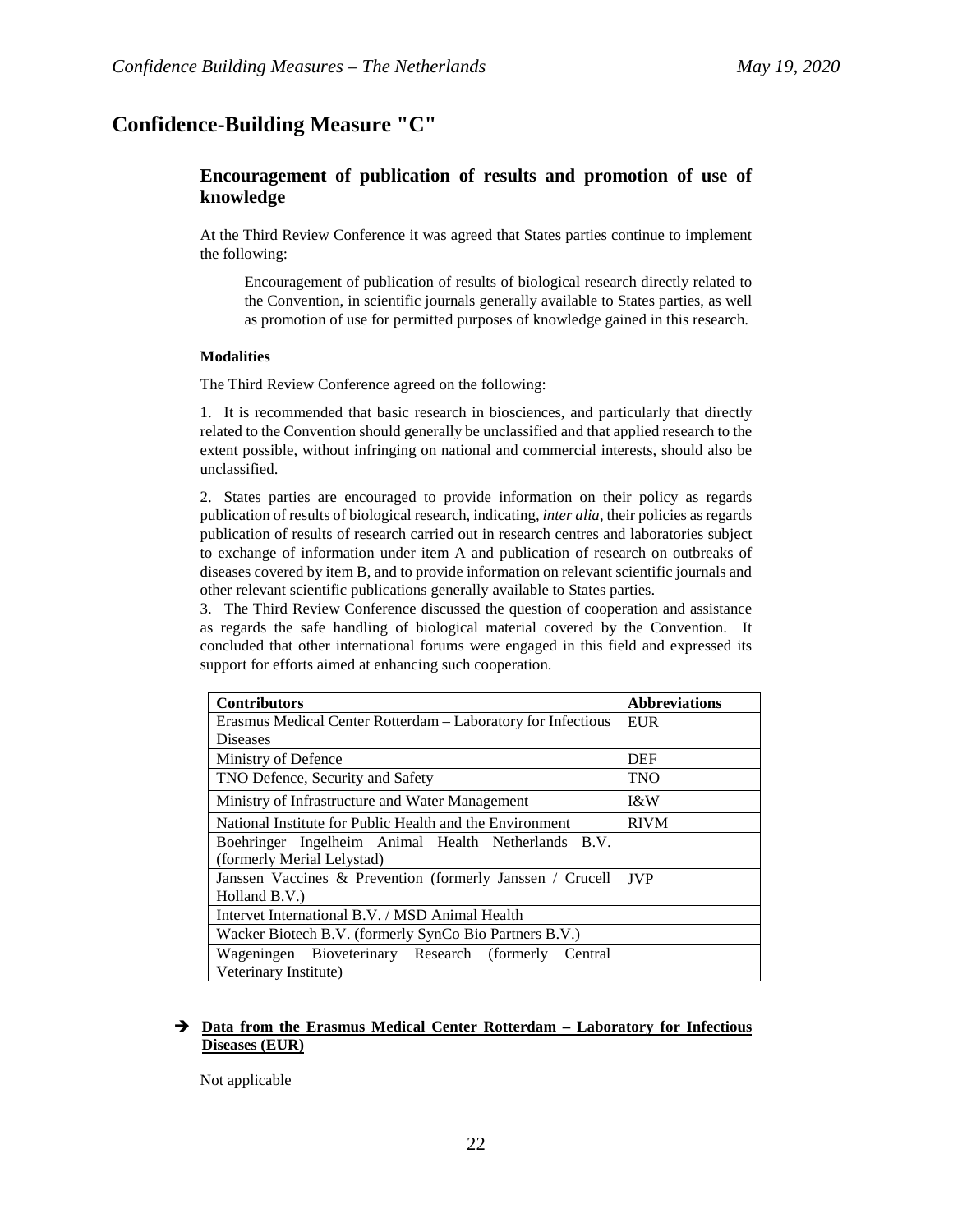# Confidence-Building Measure "C"

## Encouragement of publication of results and promotion of use of knowledge

At the Third Review Conference it was agreed that States parties continue to implement the following:

> Encouragement of publication of results of biological research directly related to the Convention, in scientific journals generally available to States parties, as well as promotion of use for permitted purposes of knowledge gained in this research.

#### Modalities

The Third Review Conference agreed on the following:

1. It is recommended that basic research in biosciences, and particularly that directly related to the Convention should generally be unclassified and that applied research to the extent possible, without infringing on national and commercial interests, should also be unclassified.

2. States parties are encouraged to provide information on their policy as regards publication of results of biological research, indicating, *inter alia*, their policies as regards publication of results of research carried out in research centres and laboratories subject to exchange of information under item A and publication of research on outbreaks of diseases covered by item B, and to provide information on relevant scientific journals and other relevant scientific publications generally available to States parties.

3. The Third Review Conference discussed the question of cooperation and assistance as regards the safe handling of biological material covered by the Convention. It concluded that other international forums were engaged in this field and expressed its support for efforts aimed at enhancing such cooperation.

| Contributors | Abbreviations |
|---|---|
| Erasmus Medical Center Rotterdam – Laboratory for Infectious Diseases | EUR |
| Ministry of Defence | DEF |
| TNO Defence, Security and Safety | TNO |
| Ministry of Infrastructure and Water Management | I&W |
| National Institute for Public Health and the Environment | RIVM |
| Boehringer Ingelheim Animal Health Netherlands B.V. (formerly Merial Lelystad) | |
| Janssen Vaccines & Prevention (formerly Janssen / Crucell Holland B.V.) | JVP |
| Intervet International B.V. / MSD Animal Health | |
| Wacker Biotech B.V. (formerly SynCo Bio Partners B.V.) | |
| Wageningen Bioveterinary Research (formerly Central Veterinary Institute) | |

➔ **Data from the Erasmus Medical Center Rotterdam – Laboratory for Infectious Diseases (EUR)**

Not applicable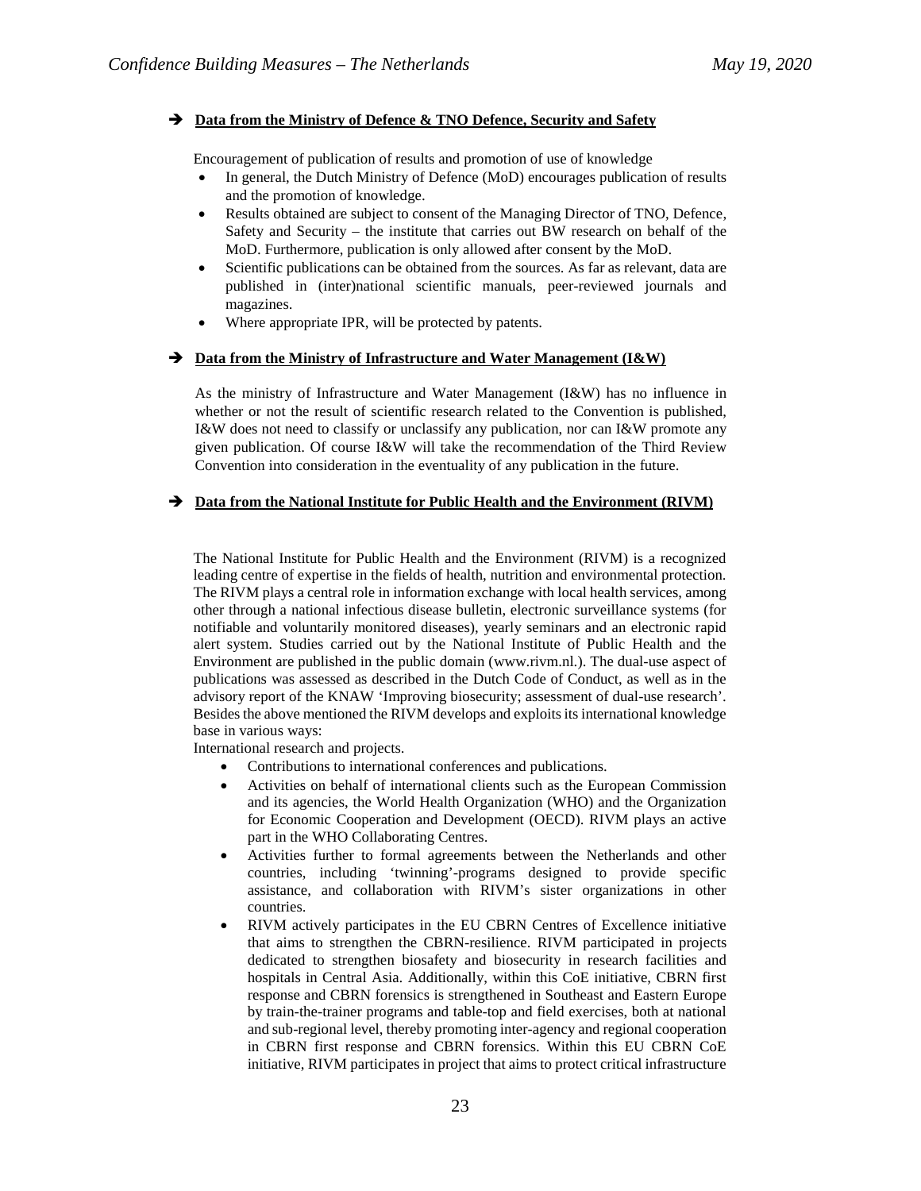➔ **Data from the Ministry of Defence & TNO Defence, Security and Safety**

Encouragement of publication of results and promotion of use of knowledge

- In general, the Dutch Ministry of Defence (MoD) encourages publication of results and the promotion of knowledge.
- Results obtained are subject to consent of the Managing Director of TNO, Defence, Safety and Security – the institute that carries out BW research on behalf of the MoD. Furthermore, publication is only allowed after consent by the MoD.
- Scientific publications can be obtained from the sources. As far as relevant, data are published in (inter)national scientific manuals, peer-reviewed journals and magazines.
- Where appropriate IPR, will be protected by patents.

➔ **Data from the Ministry of Infrastructure and Water Management (I&W)**

As the ministry of Infrastructure and Water Management (I&W) has no influence in whether or not the result of scientific research related to the Convention is published, I&W does not need to classify or unclassify any publication, nor can I&W promote any given publication. Of course I&W will take the recommendation of the Third Review Convention into consideration in the eventuality of any publication in the future.

➔ **Data from the National Institute for Public Health and the Environment (RIVM)**

The National Institute for Public Health and the Environment (RIVM) is a recognized leading centre of expertise in the fields of health, nutrition and environmental protection. The RIVM plays a central role in information exchange with local health services, among other through a national infectious disease bulletin, electronic surveillance systems (for notifiable and voluntarily monitored diseases), yearly seminars and an electronic rapid alert system. Studies carried out by the National Institute of Public Health and the Environment are published in the public domain (www.rivm.nl.). The dual-use aspect of publications was assessed as described in the Dutch Code of Conduct, as well as in the advisory report of the KNAW 'Improving biosecurity; assessment of dual-use research'. Besides the above mentioned the RIVM develops and exploits its international knowledge base in various ways:

International research and projects.

- Contributions to international conferences and publications.
- Activities on behalf of international clients such as the European Commission and its agencies, the World Health Organization (WHO) and the Organization for Economic Cooperation and Development (OECD). RIVM plays an active part in the WHO Collaborating Centres.
- Activities further to formal agreements between the Netherlands and other countries, including 'twinning'-programs designed to provide specific assistance, and collaboration with RIVM's sister organizations in other countries.
- RIVM actively participates in the EU CBRN Centres of Excellence initiative that aims to strengthen the CBRN-resilience. RIVM participated in projects dedicated to strengthen biosafety and biosecurity in research facilities and hospitals in Central Asia. Additionally, within this CoE initiative, CBRN first response and CBRN forensics is strengthened in Southeast and Eastern Europe by train-the-trainer programs and table-top and field exercises, both at national and sub-regional level, thereby promoting inter-agency and regional cooperation in CBRN first response and CBRN forensics. Within this EU CBRN CoE initiative, RIVM participates in project that aims to protect critical infrastructure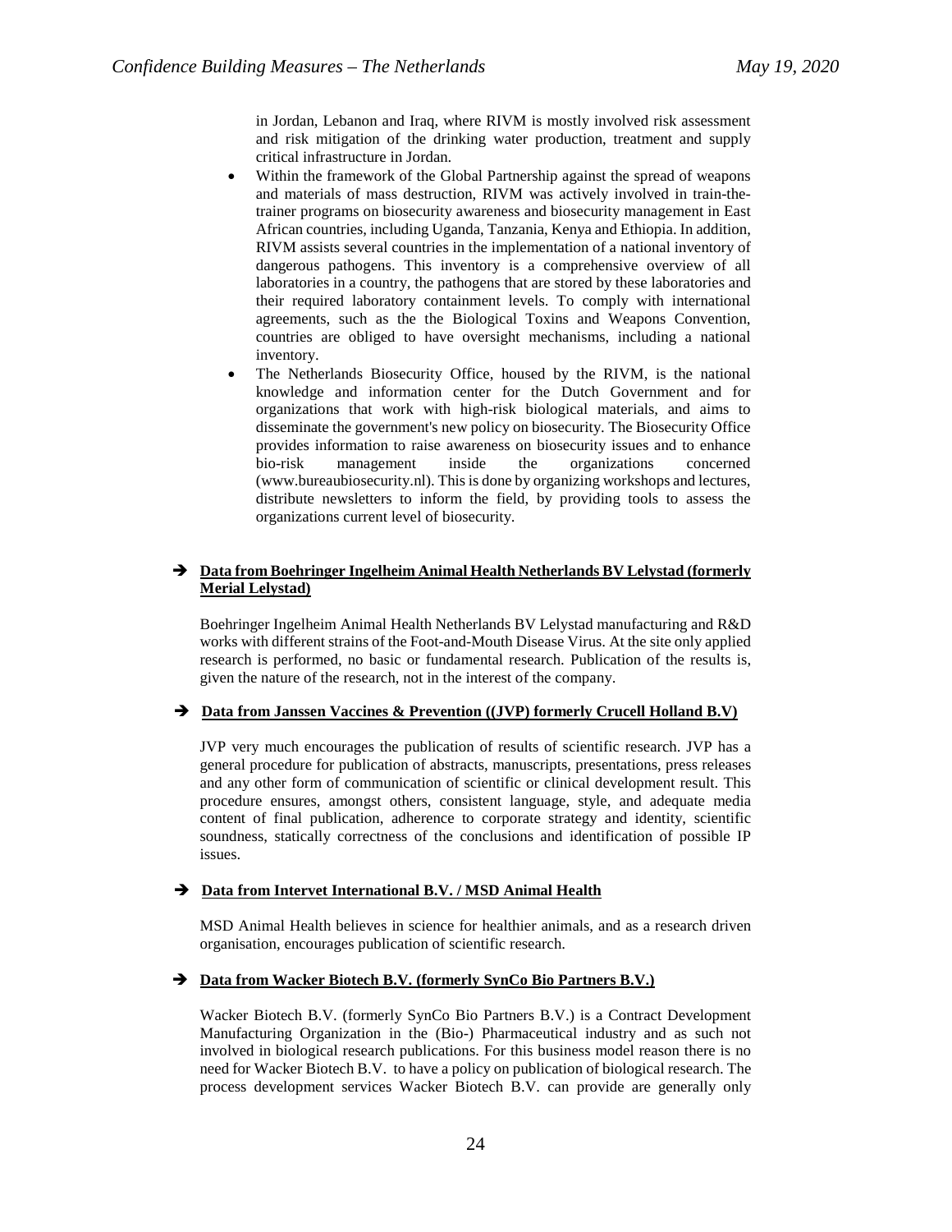in Jordan, Lebanon and Iraq, where RIVM is mostly involved risk assessment and risk mitigation of the drinking water production, treatment and supply critical infrastructure in Jordan.

- Within the framework of the Global Partnership against the spread of weapons and materials of mass destruction, RIVM was actively involved in train-the-trainer programs on biosecurity awareness and biosecurity management in East African countries, including Uganda, Tanzania, Kenya and Ethiopia. In addition, RIVM assists several countries in the implementation of a national inventory of dangerous pathogens. This inventory is a comprehensive overview of all laboratories in a country, the pathogens that are stored by these laboratories and their required laboratory containment levels. To comply with international agreements, such as the the Biological Toxins and Weapons Convention, countries are obliged to have oversight mechanisms, including a national inventory.
- The Netherlands Biosecurity Office, housed by the RIVM, is the national knowledge and information center for the Dutch Government and for organizations that work with high-risk biological materials, and aims to disseminate the government's new policy on biosecurity. The Biosecurity Office provides information to raise awareness on biosecurity issues and to enhance bio-risk management inside the organizations concerned (www.bureaubiosecurity.nl). This is done by organizing workshops and lectures, distribute newsletters to inform the field, by providing tools to assess the organizations current level of biosecurity.

➔ **Data from Boehringer Ingelheim Animal Health Netherlands BV Lelystad (formerly Merial Lelystad)**

Boehringer Ingelheim Animal Health Netherlands BV Lelystad manufacturing and R&D works with different strains of the Foot-and-Mouth Disease Virus. At the site only applied research is performed, no basic or fundamental research. Publication of the results is, given the nature of the research, not in the interest of the company.

➔ **Data from Janssen Vaccines & Prevention ((JVP) formerly Crucell Holland B.V)**

JVP very much encourages the publication of results of scientific research. JVP has a general procedure for publication of abstracts, manuscripts, presentations, press releases and any other form of communication of scientific or clinical development result. This procedure ensures, amongst others, consistent language, style, and adequate media content of final publication, adherence to corporate strategy and identity, scientific soundness, statically correctness of the conclusions and identification of possible IP issues.

➔ **Data from Intervet International B.V. / MSD Animal Health**

MSD Animal Health believes in science for healthier animals, and as a research driven organisation, encourages publication of scientific research.

➔ **Data from Wacker Biotech B.V. (formerly SynCo Bio Partners B.V.)**

Wacker Biotech B.V. (formerly SynCo Bio Partners B.V.) is a Contract Development Manufacturing Organization in the (Bio-) Pharmaceutical industry and as such not involved in biological research publications. For this business model reason there is no need for Wacker Biotech B.V. to have a policy on publication of biological research. The process development services Wacker Biotech B.V. can provide are generally only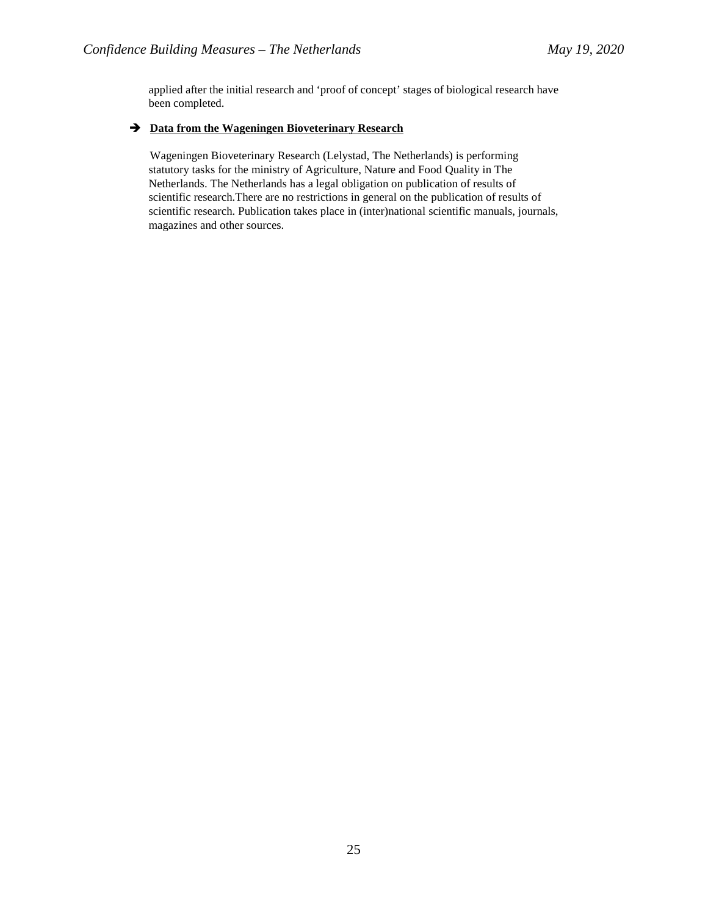applied after the initial research and 'proof of concept' stages of biological research have been completed.

➔ **Data from the Wageningen Bioveterinary Research**

Wageningen Bioveterinary Research (Lelystad, The Netherlands) is performing statutory tasks for the ministry of Agriculture, Nature and Food Quality in The Netherlands. The Netherlands has a legal obligation on publication of results of scientific research.There are no restrictions in general on the publication of results of scientific research. Publication takes place in (inter)national scientific manuals, journals, magazines and other sources.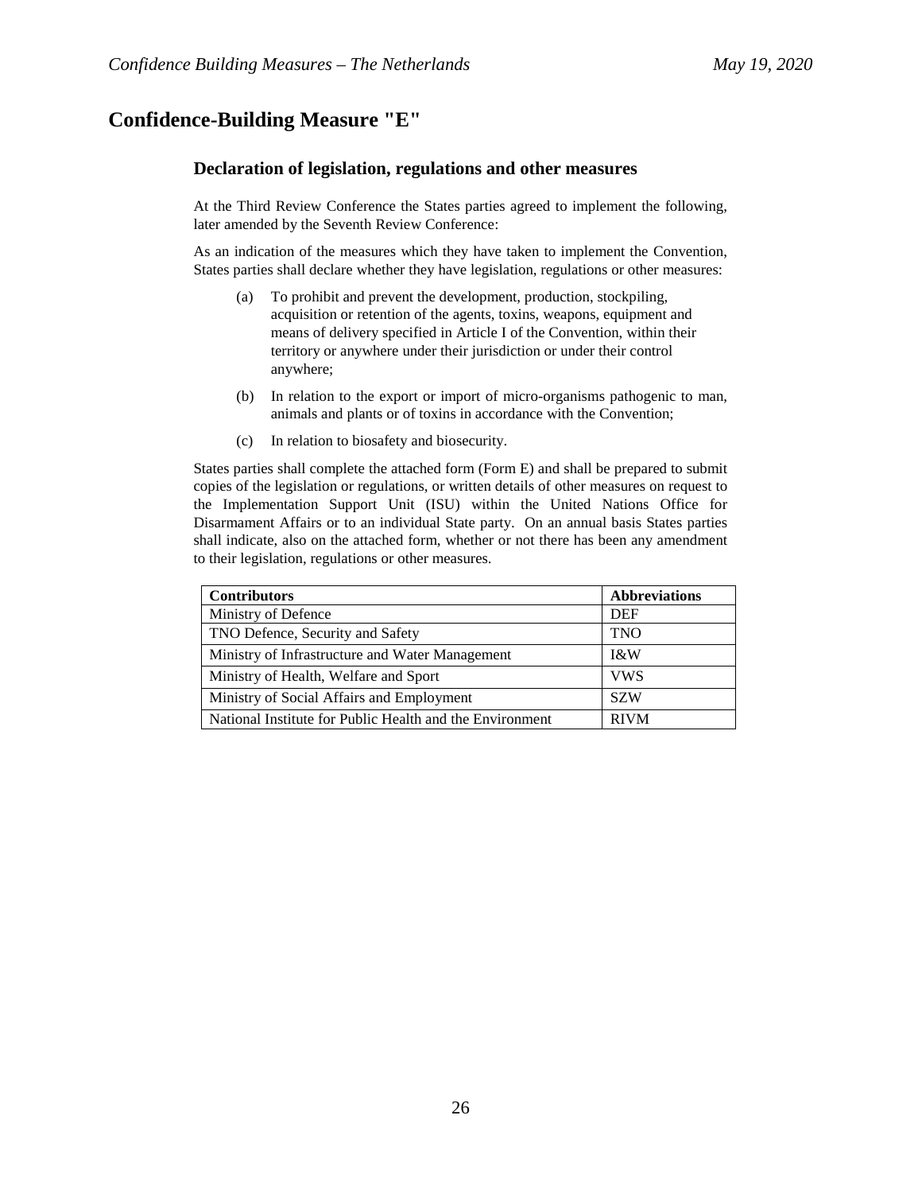# Confidence-Building Measure "E"

## Declaration of legislation, regulations and other measures

At the Third Review Conference the States parties agreed to implement the following, later amended by the Seventh Review Conference:

As an indication of the measures which they have taken to implement the Convention, States parties shall declare whether they have legislation, regulations or other measures:

(a) To prohibit and prevent the development, production, stockpiling, acquisition or retention of the agents, toxins, weapons, equipment and means of delivery specified in Article I of the Convention, within their territory or anywhere under their jurisdiction or under their control anywhere;

(b) In relation to the export or import of micro-organisms pathogenic to man, animals and plants or of toxins in accordance with the Convention;

(c) In relation to biosafety and biosecurity.

States parties shall complete the attached form (Form E) and shall be prepared to submit copies of the legislation or regulations, or written details of other measures on request to the Implementation Support Unit (ISU) within the United Nations Office for Disarmament Affairs or to an individual State party. On an annual basis States parties shall indicate, also on the attached form, whether or not there has been any amendment to their legislation, regulations or other measures.

| Contributors | Abbreviations |
|---|---|
| Ministry of Defence | DEF |
| TNO Defence, Security and Safety | TNO |
| Ministry of Infrastructure and Water Management | I&W |
| Ministry of Health, Welfare and Sport | VWS |
| Ministry of Social Affairs and Employment | SZW |
| National Institute for Public Health and the Environment | RIVM |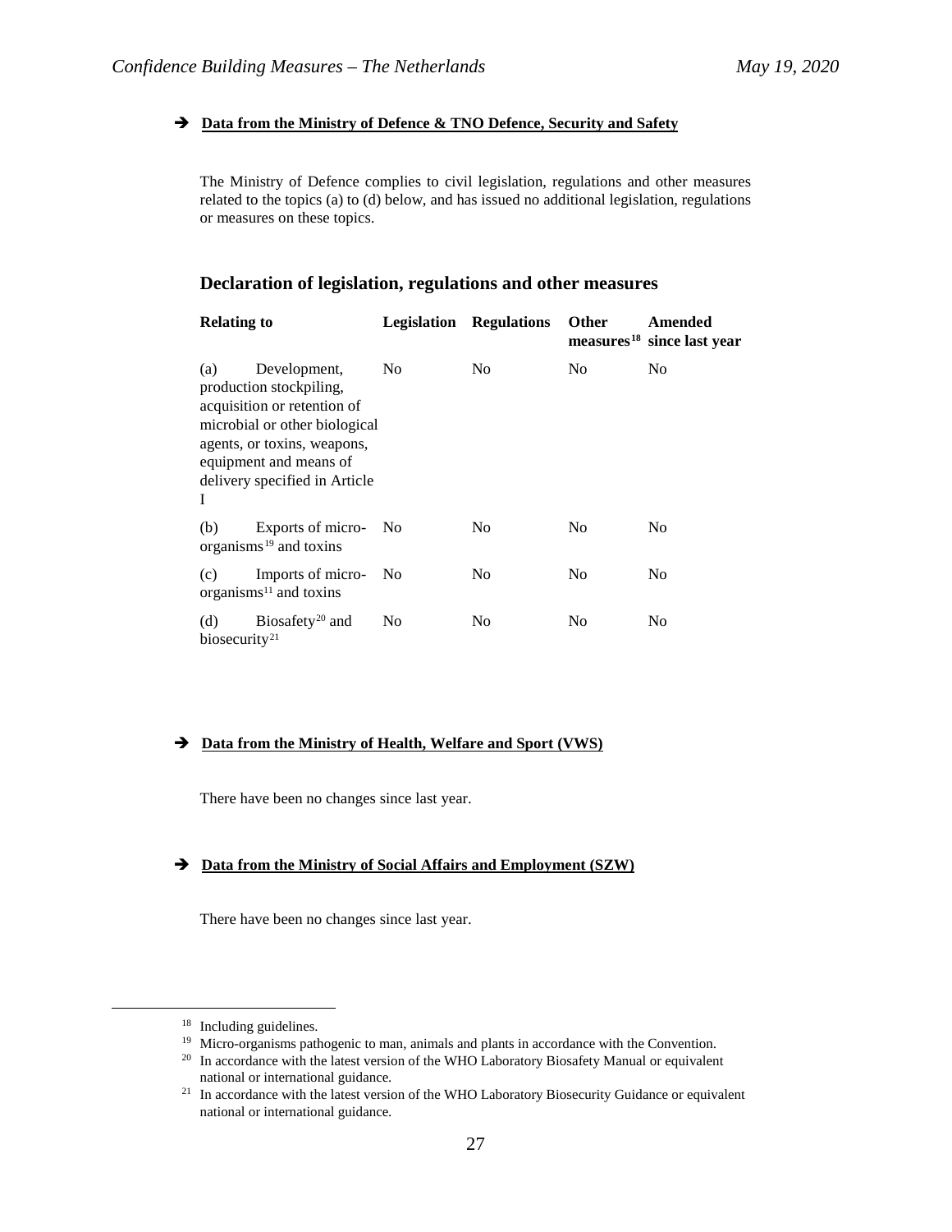➔ **Data from the Ministry of Defence & TNO Defence, Security and Safety**

The Ministry of Defence complies to civil legislation, regulations and other measures related to the topics (a) to (d) below, and has issued no additional legislation, regulations or measures on these topics.

## Declaration of legislation, regulations and other measures

| Relating to | Legislation | Regulations | Other measures[18] | Amended since last year |
|---|---|---|---|---|
| (a) Development, production stockpiling, acquisition or retention of microbial or other biological agents, or toxins, weapons, equipment and means of delivery specified in Article I | No | No | No | No |
| (b) Exports of micro-organisms[19] and toxins | No | No | No | No |
| (c) Imports of micro-organisms[11] and toxins | No | No | No | No |
| (d) Biosafety[20] and biosecurity[21] | No | No | No | No |

➔ **Data from the Ministry of Health, Welfare and Sport (VWS)**

There have been no changes since last year.

➔ **Data from the Ministry of Social Affairs and Employment (SZW)**

There have been no changes since last year.

---

[18] Including guidelines.

[19] Micro-organisms pathogenic to man, animals and plants in accordance with the Convention.

[20] In accordance with the latest version of the WHO Laboratory Biosafety Manual or equivalent national or international guidance.

[21] In accordance with the latest version of the WHO Laboratory Biosecurity Guidance or equivalent national or international guidance.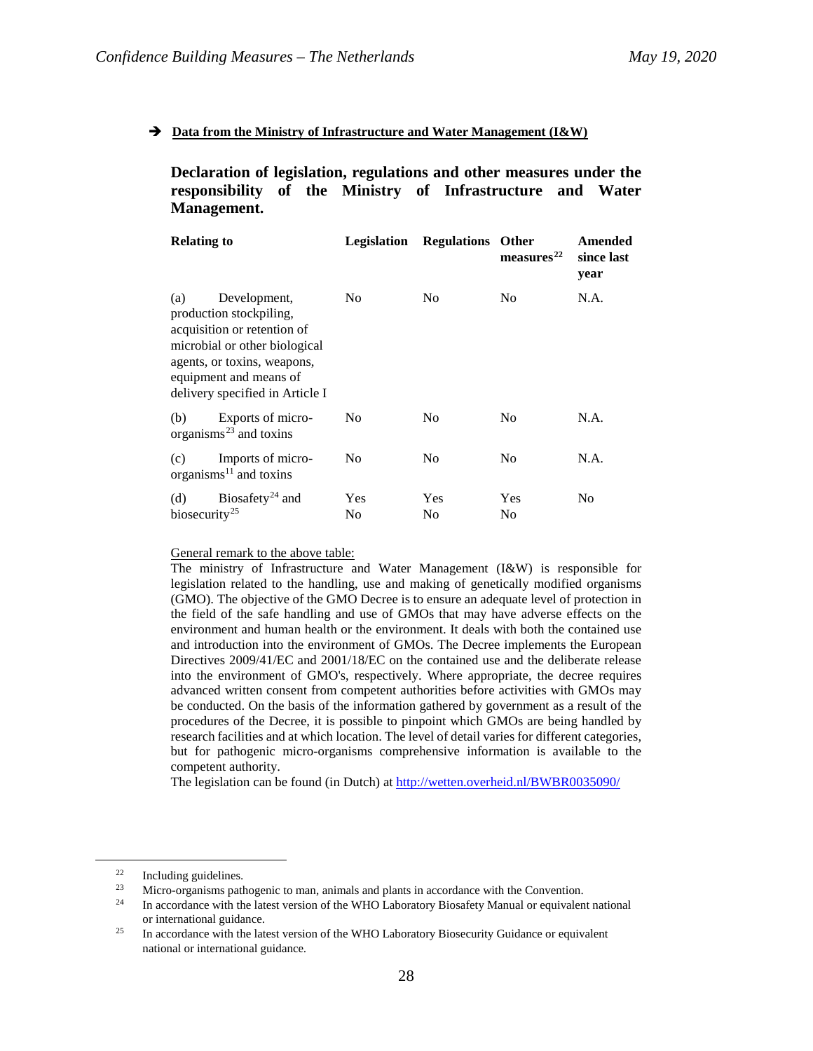➔ **Data from the Ministry of Infrastructure and Water Management (I&W)**

## Declaration of legislation, regulations and other measures under the responsibility of the Ministry of Infrastructure and Water Management.

| Relating to | Legislation | Regulations | Other measures[22] | Amended since last year |
|---|---|---|---|---|
| (a) Development, production stockpiling, acquisition or retention of microbial or other biological agents, or toxins, weapons, equipment and means of delivery specified in Article I | No | No | No | N.A. |
| (b) Exports of micro-organisms[23] and toxins | No | No | No | N.A. |
| (c) Imports of micro-organisms[11] and toxins | No | No | No | N.A. |
| (d) Biosafety[24] and biosecurity[25] | Yes<br>No | Yes<br>No | Yes<br>No | No |

General remark to the above table:
The ministry of Infrastructure and Water Management (I&W) is responsible for legislation related to the handling, use and making of genetically modified organisms (GMO). The objective of the GMO Decree is to ensure an adequate level of protection in the field of the safe handling and use of GMOs that may have adverse effects on the environment and human health or the environment. It deals with both the contained use and introduction into the environment of GMOs. The Decree implements the European Directives 2009/41/EC and 2001/18/EC on the contained use and the deliberate release into the environment of GMO's, respectively. Where appropriate, the decree requires advanced written consent from competent authorities before activities with GMOs may be conducted. On the basis of the information gathered by government as a result of the procedures of the Decree, it is possible to pinpoint which GMOs are being handled by research facilities and at which location. The level of detail varies for different categories, but for pathogenic micro-organisms comprehensive information is available to the competent authority.
The legislation can be found (in Dutch) at http://wetten.overheid.nl/BWBR0035090/

---

[22] Including guidelines.
[23] Micro-organisms pathogenic to man, animals and plants in accordance with the Convention.
[24] In accordance with the latest version of the WHO Laboratory Biosafety Manual or equivalent national or international guidance.
[25] In accordance with the latest version of the WHO Laboratory Biosecurity Guidance or equivalent national or international guidance.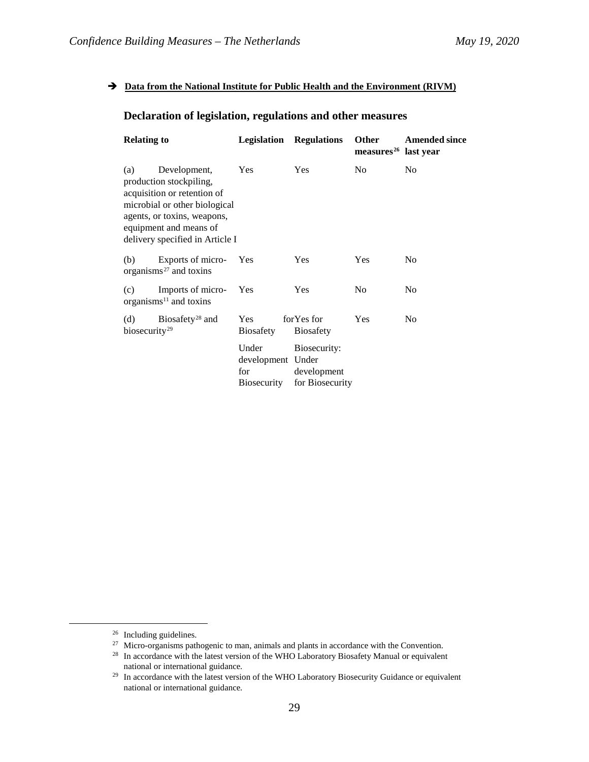➔ **Data from the National Institute for Public Health and the Environment (RIVM)**

## Declaration of legislation, regulations and other measures

| Relating to | Legislation | Regulations | Other measures[26] | Amended since last year |
|---|---|---|---|---|
| (a) Development, production stockpiling, acquisition or retention of microbial or other biological agents, or toxins, weapons, equipment and means of delivery specified in Article I | Yes | Yes | No | No |
| (b) Exports of micro-organisms[27] and toxins | Yes | Yes | Yes | No |
| (c) Imports of micro-organisms[11] and toxins | Yes | Yes | No | No |
| (d) Biosafety[28] and biosecurity[29] | Yes for Biosafety<br><br>Under development for Biosecurity | Yes for Biosafety<br><br>Biosecurity: Under development for Biosecurity | Yes | No |

[26] Including guidelines.

[27] Micro-organisms pathogenic to man, animals and plants in accordance with the Convention.

[28] In accordance with the latest version of the WHO Laboratory Biosafety Manual or equivalent national or international guidance.

[29] In accordance with the latest version of the WHO Laboratory Biosecurity Guidance or equivalent national or international guidance.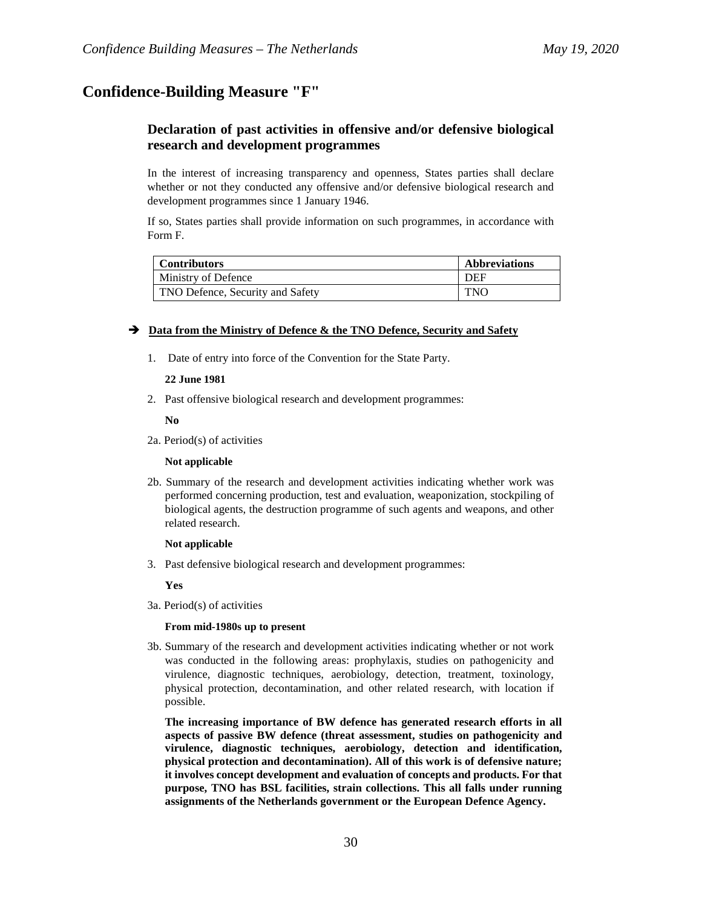# Confidence-Building Measure "F"

## Declaration of past activities in offensive and/or defensive biological research and development programmes

In the interest of increasing transparency and openness, States parties shall declare whether or not they conducted any offensive and/or defensive biological research and development programmes since 1 January 1946.

If so, States parties shall provide information on such programmes, in accordance with Form F.

| Contributors | Abbreviations |
|---|---|
| Ministry of Defence | DEF |
| TNO Defence, Security and Safety | TNO |

➔ **Data from the Ministry of Defence & the TNO Defence, Security and Safety**

1. Date of entry into force of the Convention for the State Party.

   **22 June 1981**

2. Past offensive biological research and development programmes:

   **No**

2a. Period(s) of activities

   **Not applicable**

2b. Summary of the research and development activities indicating whether work was performed concerning production, test and evaluation, weaponization, stockpiling of biological agents, the destruction programme of such agents and weapons, and other related research.

   **Not applicable**

3. Past defensive biological research and development programmes:

   **Yes**

3a. Period(s) of activities

   **From mid-1980s up to present**

3b. Summary of the research and development activities indicating whether or not work was conducted in the following areas: prophylaxis, studies on pathogenicity and virulence, diagnostic techniques, aerobiology, detection, treatment, toxinology, physical protection, decontamination, and other related research, with location if possible.

   **The increasing importance of BW defence has generated research efforts in all aspects of passive BW defence (threat assessment, studies on pathogenicity and virulence, diagnostic techniques, aerobiology, detection and identification, physical protection and decontamination). All of this work is of defensive nature; it involves concept development and evaluation of concepts and products. For that purpose, TNO has BSL facilities, strain collections. This all falls under running assignments of the Netherlands government or the European Defence Agency.**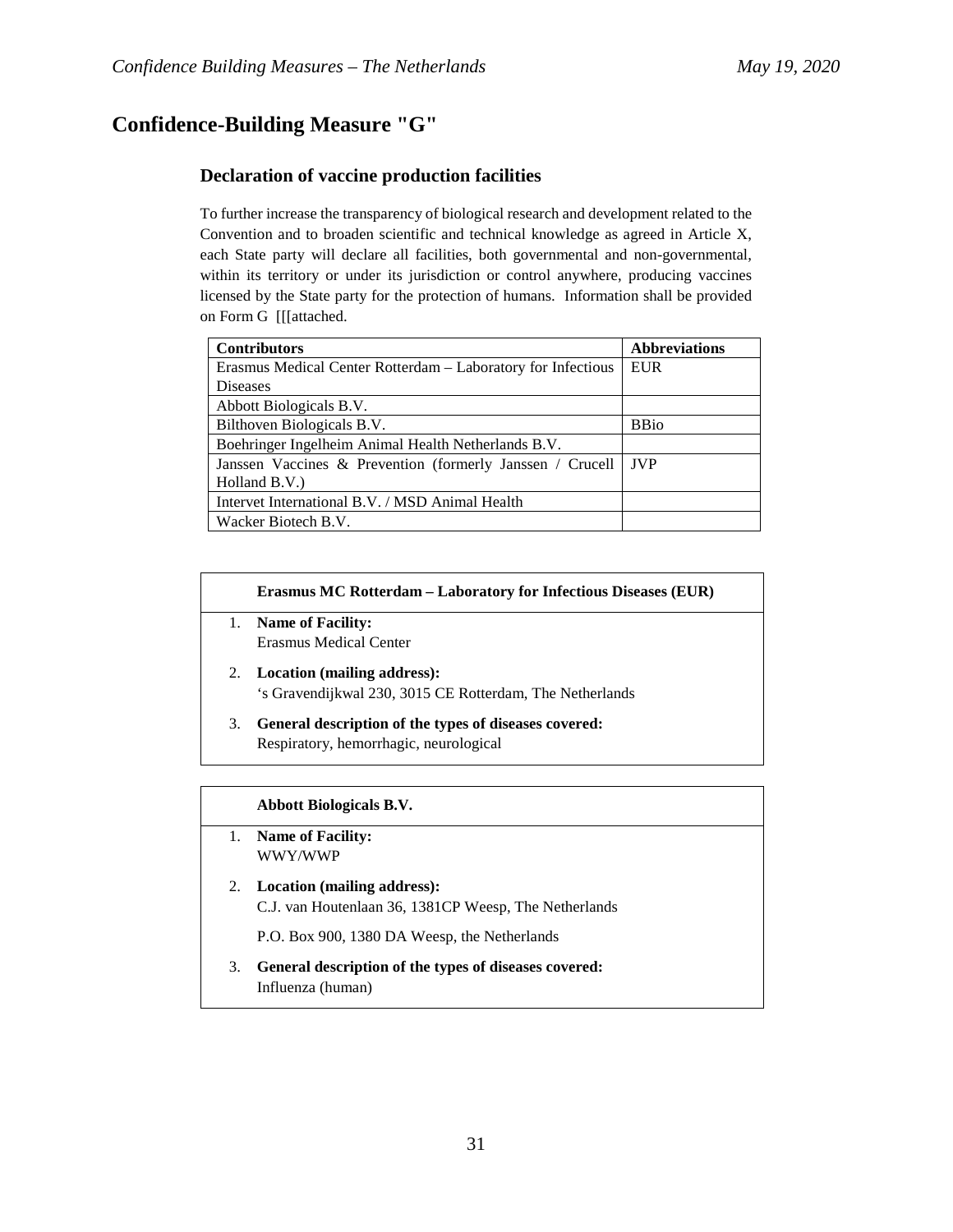# Confidence-Building Measure "G"

## Declaration of vaccine production facilities

To further increase the transparency of biological research and development related to the Convention and to broaden scientific and technical knowledge as agreed in Article X, each State party will declare all facilities, both governmental and non-governmental, within its territory or under its jurisdiction or control anywhere, producing vaccines licensed by the State party for the protection of humans. Information shall be provided on Form G [[[attached.

| Contributors | Abbreviations |
|---|---|
| Erasmus Medical Center Rotterdam – Laboratory for Infectious Diseases | EUR |
| Abbott Biologicals B.V. | |
| Bilthoven Biologicals B.V. | BBio |
| Boehringer Ingelheim Animal Health Netherlands B.V. | |
| Janssen Vaccines & Prevention (formerly Janssen / Crucell Holland B.V.) | JVP |
| Intervet International B.V. / MSD Animal Health | |
| Wacker Biotech B.V. | |

**Erasmus MC Rotterdam – Laboratory for Infectious Diseases (EUR)**

1. **Name of Facility:**
   Erasmus Medical Center
2. **Location (mailing address):**
   ‘s Gravendijkwal 230, 3015 CE Rotterdam, The Netherlands
3. **General description of the types of diseases covered:**
   Respiratory, hemorrhagic, neurological

**Abbott Biologicals B.V.**

1. **Name of Facility:**
   WWY/WWP
2. **Location (mailing address):**
   C.J. van Houtenlaan 36, 1381CP Weesp, The Netherlands

   P.O. Box 900, 1380 DA Weesp, the Netherlands
3. **General description of the types of diseases covered:**
   Influenza (human)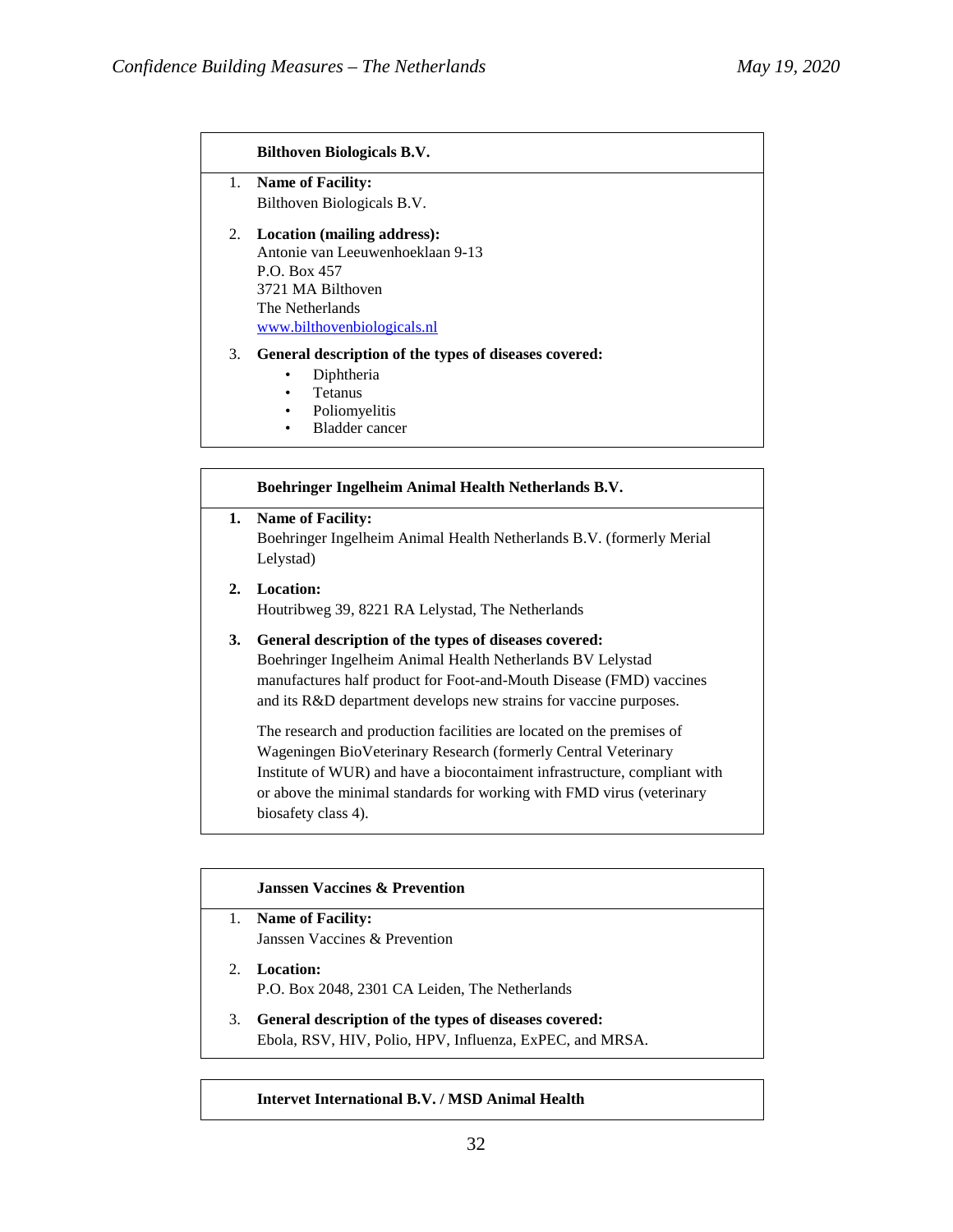**Bilthoven Biologicals B.V.**

1. **Name of Facility:**
   Bilthoven Biologicals B.V.

2. **Location (mailing address):**
   Antonie van Leeuwenhoeklaan 9-13
   P.O. Box 457
   3721 MA Bilthoven
   The Netherlands
   www.bilthovenbiologicals.nl

3. **General description of the types of diseases covered:**
   - Diphtheria
   - Tetanus
   - Poliomyelitis
   - Bladder cancer

**Boehringer Ingelheim Animal Health Netherlands B.V.**

1. **Name of Facility:**
   Boehringer Ingelheim Animal Health Netherlands B.V. (formerly Merial Lelystad)

2. **Location:**
   Houtribweg 39, 8221 RA Lelystad, The Netherlands

3. **General description of the types of diseases covered:**
   Boehringer Ingelheim Animal Health Netherlands BV Lelystad manufactures half product for Foot-and-Mouth Disease (FMD) vaccines and its R&D department develops new strains for vaccine purposes.

   The research and production facilities are located on the premises of Wageningen BioVeterinary Research (formerly Central Veterinary Institute of WUR) and have a biocontaiment infrastructure, compliant with or above the minimal standards for working with FMD virus (veterinary biosafety class 4).

**Janssen Vaccines & Prevention**

1. **Name of Facility:**
   Janssen Vaccines & Prevention

2. **Location:**
   P.O. Box 2048, 2301 CA Leiden, The Netherlands

3. **General description of the types of diseases covered:**
   Ebola, RSV, HIV, Polio, HPV, Influenza, ExPEC, and MRSA.

**Intervet International B.V. / MSD Animal Health**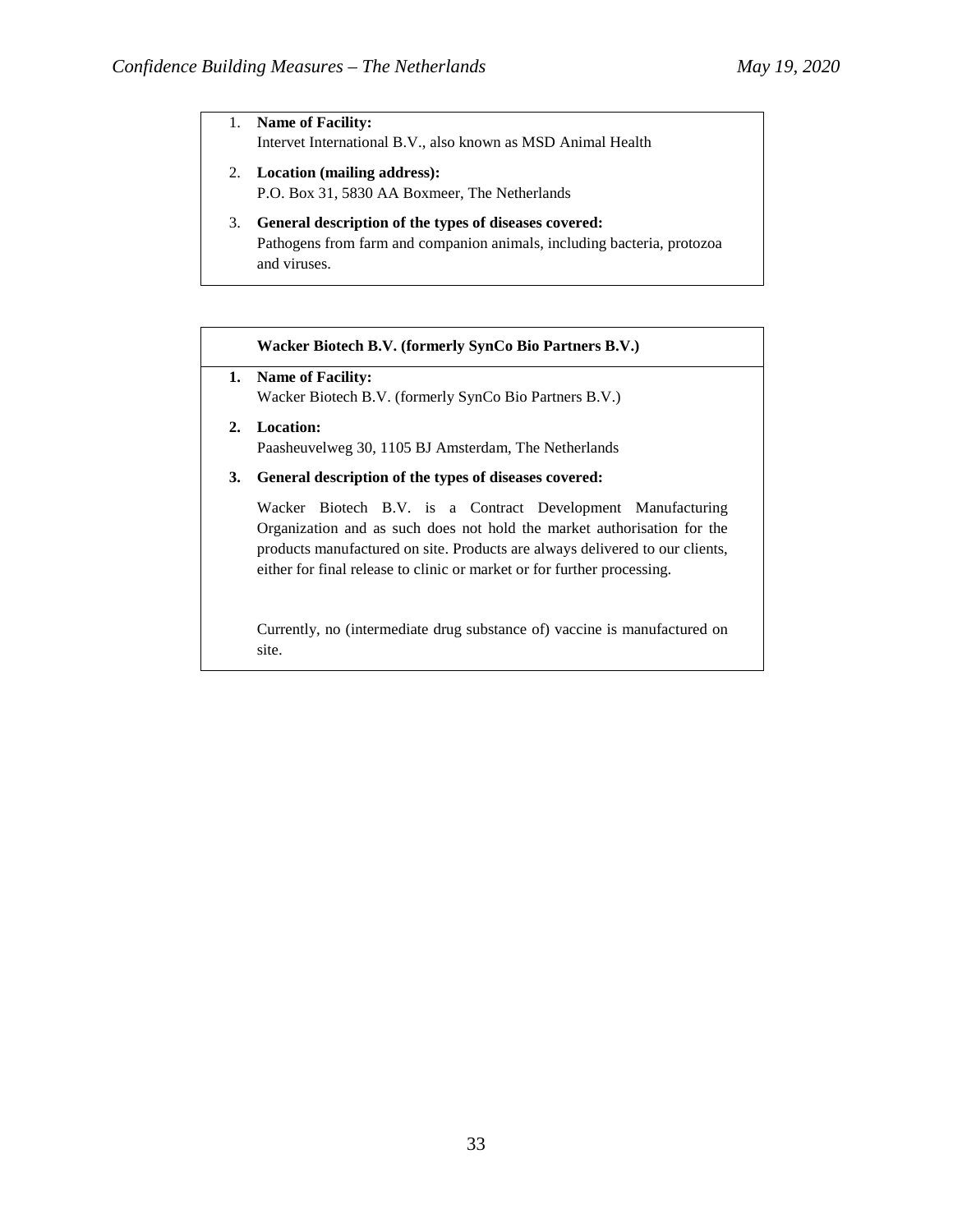1. **Name of Facility:**
   Intervet International B.V., also known as MSD Animal Health

2. **Location (mailing address):**
   P.O. Box 31, 5830 AA Boxmeer, The Netherlands

3. **General description of the types of diseases covered:**
   Pathogens from farm and companion animals, including bacteria, protozoa and viruses.

**Wacker Biotech B.V. (formerly SynCo Bio Partners B.V.)**

1. **Name of Facility:**
   Wacker Biotech B.V. (formerly SynCo Bio Partners B.V.)

2. **Location:**
   Paasheuvelweg 30, 1105 BJ Amsterdam, The Netherlands

3. **General description of the types of diseases covered:**

   Wacker Biotech B.V. is a Contract Development Manufacturing Organization and as such does not hold the market authorisation for the products manufactured on site. Products are always delivered to our clients, either for final release to clinic or market or for further processing.

   Currently, no (intermediate drug substance of) vaccine is manufactured on site.